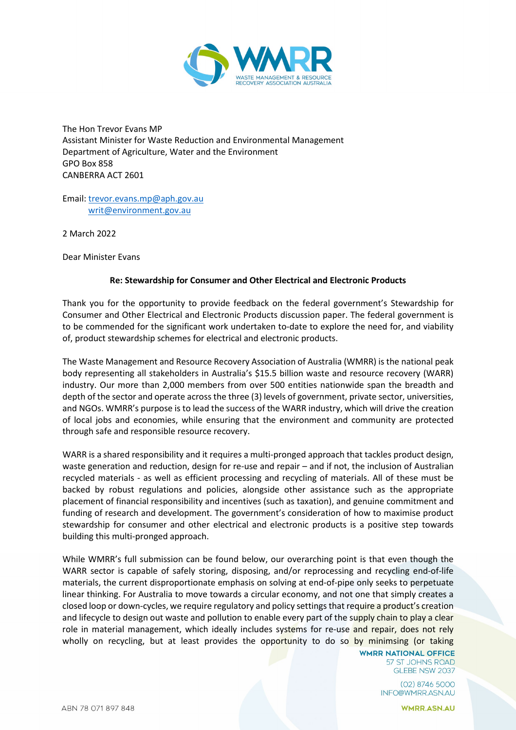The Hon Trevor Evans MP
Assistant Minister for Waste Reduction and Environmental Management
Department of Agriculture, Water and the Environment
GPO Box 858
CANBERRA ACT 2601

Email: trevor.evans.mp@aph.gov.au
writ@environment.gov.au

2 March 2022

Dear Minister Evans

**Re: Stewardship for Consumer and Other Electrical and Electronic Products**

Thank you for the opportunity to provide feedback on the federal government's Stewardship for Consumer and Other Electrical and Electronic Products discussion paper. The federal government is to be commended for the significant work undertaken to-date to explore the need for, and viability of, product stewardship schemes for electrical and electronic products.

The Waste Management and Resource Recovery Association of Australia (WMRR) is the national peak body representing all stakeholders in Australia's $15.5 billion waste and resource recovery (WARR) industry. Our more than 2,000 members from over 500 entities nationwide span the breadth and depth of the sector and operate across the three (3) levels of government, private sector, universities, and NGOs. WMRR's purpose is to lead the success of the WARR industry, which will drive the creation of local jobs and economies, while ensuring that the environment and community are protected through safe and responsible resource recovery.

WARR is a shared responsibility and it requires a multi-pronged approach that tackles product design, waste generation and reduction, design for re-use and repair – and if not, the inclusion of Australian recycled materials - as well as efficient processing and recycling of materials. All of these must be backed by robust regulations and policies, alongside other assistance such as the appropriate placement of financial responsibility and incentives (such as taxation), and genuine commitment and funding of research and development. The government's consideration of how to maximise product stewardship for consumer and other electrical and electronic products is a positive step towards building this multi-pronged approach.

While WMRR's full submission can be found below, our overarching point is that even though the WARR sector is capable of safely storing, disposing, and/or reprocessing and recycling end-of-life materials, the current disproportionate emphasis on solving at end-of-pipe only seeks to perpetuate linear thinking. For Australia to move towards a circular economy, and not one that simply creates a closed loop or down-cycles, we require regulatory and policy settings that require a product's creation and lifecycle to design out waste and pollution to enable every part of the supply chain to play a clear role in material management, which ideally includes systems for re-use and repair, does not rely wholly on recycling, but at least provides the opportunity to do so by minimsing (or taking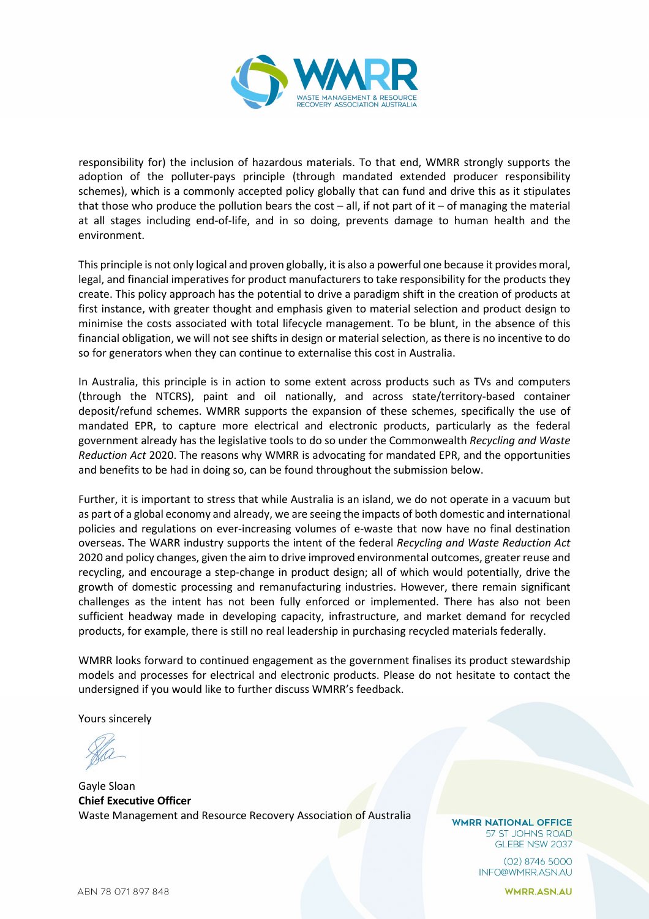responsibility for) the inclusion of hazardous materials. To that end, WMRR strongly supports the adoption of the polluter-pays principle (through mandated extended producer responsibility schemes), which is a commonly accepted policy globally that can fund and drive this as it stipulates that those who produce the pollution bears the cost – all, if not part of it – of managing the material at all stages including end-of-life, and in so doing, prevents damage to human health and the environment.

This principle is not only logical and proven globally, it is also a powerful one because it provides moral, legal, and financial imperatives for product manufacturers to take responsibility for the products they create. This policy approach has the potential to drive a paradigm shift in the creation of products at first instance, with greater thought and emphasis given to material selection and product design to minimise the costs associated with total lifecycle management. To be blunt, in the absence of this financial obligation, we will not see shifts in design or material selection, as there is no incentive to do so for generators when they can continue to externalise this cost in Australia.

In Australia, this principle is in action to some extent across products such as TVs and computers (through the NTCRS), paint and oil nationally, and across state/territory-based container deposit/refund schemes. WMRR supports the expansion of these schemes, specifically the use of mandated EPR, to capture more electrical and electronic products, particularly as the federal government already has the legislative tools to do so under the Commonwealth *Recycling and Waste Reduction Act* 2020. The reasons why WMRR is advocating for mandated EPR, and the opportunities and benefits to be had in doing so, can be found throughout the submission below.

Further, it is important to stress that while Australia is an island, we do not operate in a vacuum but as part of a global economy and already, we are seeing the impacts of both domestic and international policies and regulations on ever-increasing volumes of e-waste that now have no final destination overseas. The WARR industry supports the intent of the federal *Recycling and Waste Reduction Act* 2020 and policy changes, given the aim to drive improved environmental outcomes, greater reuse and recycling, and encourage a step-change in product design; all of which would potentially, drive the growth of domestic processing and remanufacturing industries. However, there remain significant challenges as the intent has not been fully enforced or implemented. There has also not been sufficient headway made in developing capacity, infrastructure, and market demand for recycled products, for example, there is still no real leadership in purchasing recycled materials federally.

WMRR looks forward to continued engagement as the government finalises its product stewardship models and processes for electrical and electronic products. Please do not hesitate to contact the undersigned if you would like to further discuss WMRR's feedback.

Yours sincerely

Gayle Sloan
**Chief Executive Officer**
Waste Management and Resource Recovery Association of Australia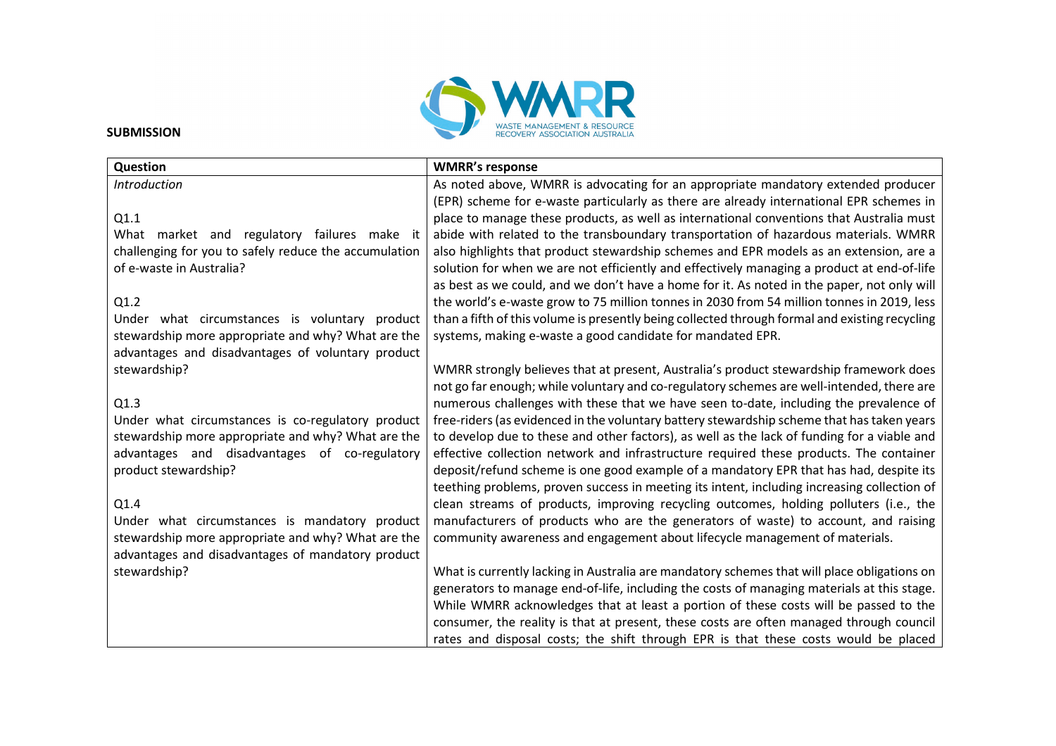**SUBMISSION**

| Question | WMRR's response |
|---|---|
| *Introduction*<br><br>Q1.1<br>What market and regulatory failures make it challenging for you to safely reduce the accumulation of e-waste in Australia?<br><br>Q1.2<br>Under what circumstances is voluntary product stewardship more appropriate and why? What are the advantages and disadvantages of voluntary product stewardship?<br><br>Q1.3<br>Under what circumstances is co-regulatory product stewardship more appropriate and why? What are the advantages and disadvantages of co-regulatory product stewardship?<br><br>Q1.4<br>Under what circumstances is mandatory product stewardship more appropriate and why? What are the advantages and disadvantages of mandatory product stewardship? | As noted above, WMRR is advocating for an appropriate mandatory extended producer (EPR) scheme for e-waste particularly as there are already international EPR schemes in place to manage these products, as well as international conventions that Australia must abide with related to the transboundary transportation of hazardous materials. WMRR also highlights that product stewardship schemes and EPR models as an extension, are a solution for when we are not efficiently and effectively managing a product at end-of-life as best as we could, and we don't have a home for it. As noted in the paper, not only will the world's e-waste grow to 75 million tonnes in 2030 from 54 million tonnes in 2019, less than a fifth of this volume is presently being collected through formal and existing recycling systems, making e-waste a good candidate for mandated EPR.<br><br>WMRR strongly believes that at present, Australia's product stewardship framework does not go far enough; while voluntary and co-regulatory schemes are well-intended, there are numerous challenges with these that we have seen to-date, including the prevalence of free-riders (as evidenced in the voluntary battery stewardship scheme that has taken years to develop due to these and other factors), as well as the lack of funding for a viable and effective collection network and infrastructure required these products. The container deposit/refund scheme is one good example of a mandatory EPR that has had, despite its teething problems, proven success in meeting its intent, including increasing collection of clean streams of products, improving recycling outcomes, holding polluters (i.e., the manufacturers of products who are the generators of waste) to account, and raising community awareness and engagement about lifecycle management of materials.<br><br>What is currently lacking in Australia are mandatory schemes that will place obligations on generators to manage end-of-life, including the costs of managing materials at this stage. While WMRR acknowledges that at least a portion of these costs will be passed to the consumer, the reality is that at present, these costs are often managed through council rates and disposal costs; the shift through EPR is that these costs would be placed |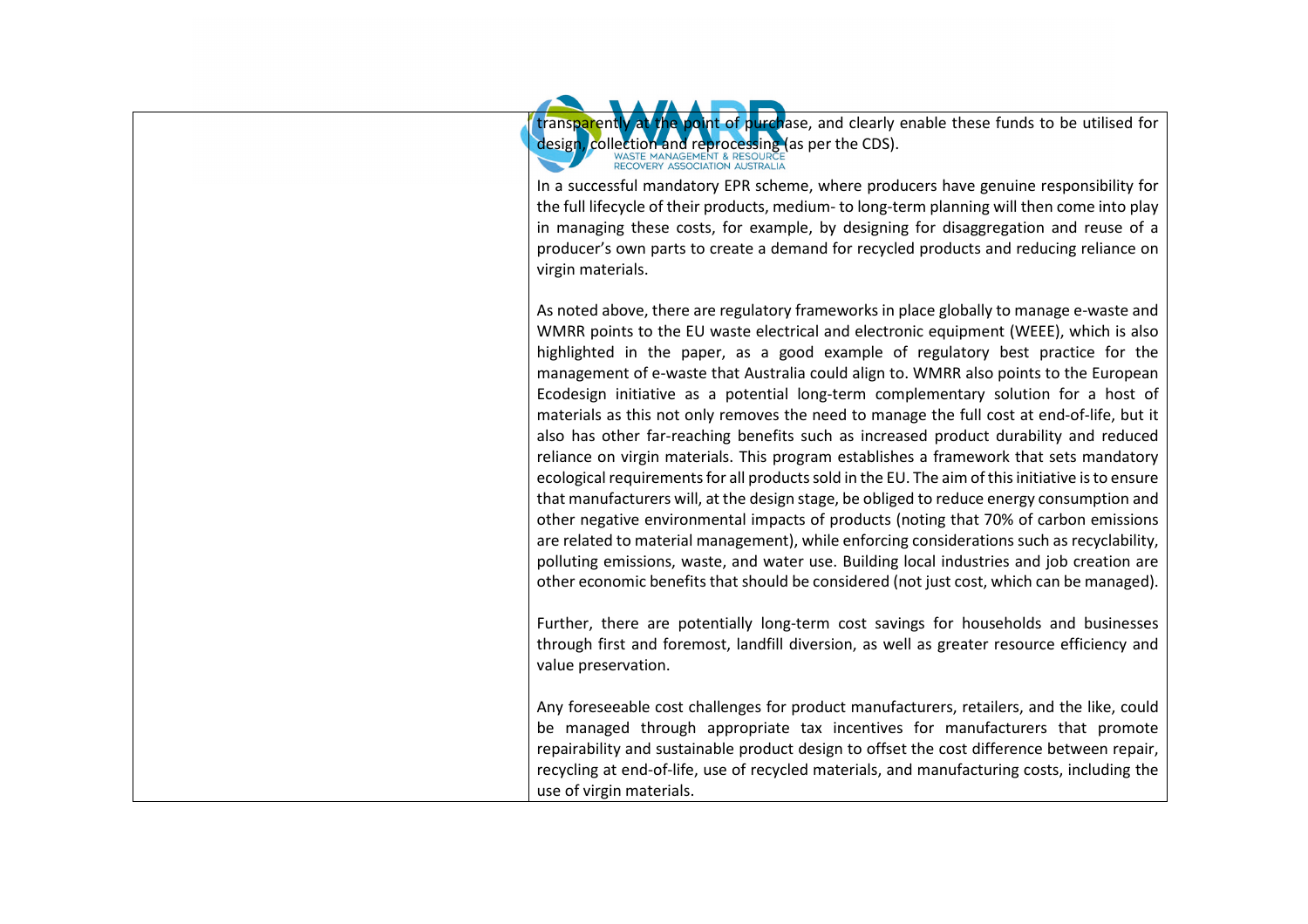| | |
|---|---|
| | transparently at the point of purchase, and clearly enable these funds to be utilised for design, collection and reprocessing (as per the CDS).<br><br>In a successful mandatory EPR scheme, where producers have genuine responsibility for the full lifecycle of their products, medium- to long-term planning will then come into play in managing these costs, for example, by designing for disaggregation and reuse of a producer's own parts to create a demand for recycled products and reducing reliance on virgin materials.<br><br>As noted above, there are regulatory frameworks in place globally to manage e-waste and WMRR points to the EU waste electrical and electronic equipment (WEEE), which is also highlighted in the paper, as a good example of regulatory best practice for the management of e-waste that Australia could align to. WMRR also points to the European Ecodesign initiative as a potential long-term complementary solution for a host of materials as this not only removes the need to manage the full cost at end-of-life, but it also has other far-reaching benefits such as increased product durability and reduced reliance on virgin materials. This program establishes a framework that sets mandatory ecological requirements for all products sold in the EU. The aim of this initiative is to ensure that manufacturers will, at the design stage, be obliged to reduce energy consumption and other negative environmental impacts of products (noting that 70% of carbon emissions are related to material management), while enforcing considerations such as recyclability, polluting emissions, waste, and water use. Building local industries and job creation are other economic benefits that should be considered (not just cost, which can be managed).<br><br>Further, there are potentially long-term cost savings for households and businesses through first and foremost, landfill diversion, as well as greater resource efficiency and value preservation.<br><br>Any foreseeable cost challenges for product manufacturers, retailers, and the like, could be managed through appropriate tax incentives for manufacturers that promote repairability and sustainable product design to offset the cost difference between repair, recycling at end-of-life, use of recycled materials, and manufacturing costs, including the use of virgin materials. |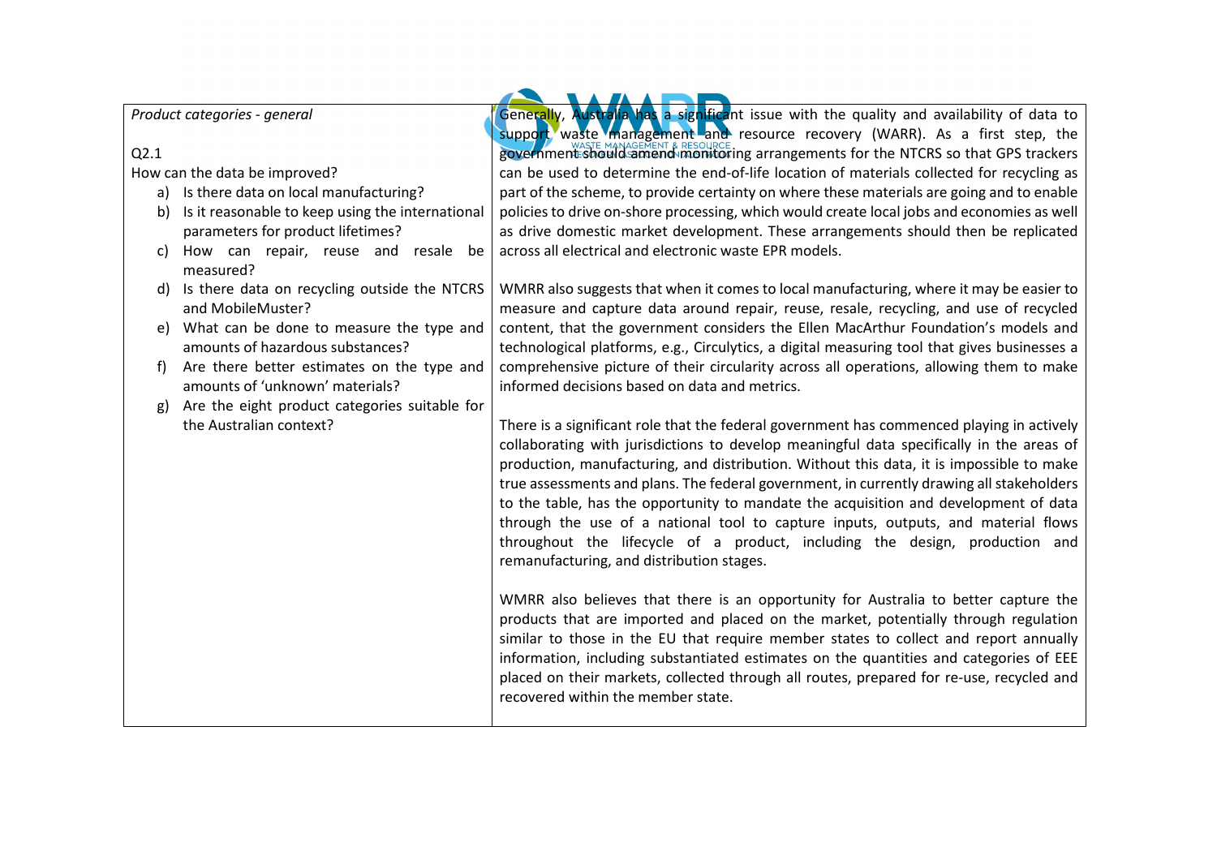| Product categories - general | |
|---|---|
| Q2.1<br>How can the data be improved?<br>a) Is there data on local manufacturing?<br>b) Is it reasonable to keep using the international parameters for product lifetimes?<br>c) How can repair, reuse and resale be measured?<br>d) Is there data on recycling outside the NTCRS and MobileMuster?<br>e) What can be done to measure the type and amounts of hazardous substances?<br>f) Are there better estimates on the type and amounts of 'unknown' materials?<br>g) Are the eight product categories suitable for the Australian context? | Generally, Australia has a significant issue with the quality and availability of data to support waste management and resource recovery (WARR). As a first step, the government should amend monitoring arrangements for the NTCRS so that GPS trackers can be used to determine the end-of-life location of materials collected for recycling as part of the scheme, to provide certainty on where these materials are going and to enable policies to drive on-shore processing, which would create local jobs and economies as well as drive domestic market development. These arrangements should then be replicated across all electrical and electronic waste EPR models.<br><br>WMRR also suggests that when it comes to local manufacturing, where it may be easier to measure and capture data around repair, reuse, resale, recycling, and use of recycled content, that the government considers the Ellen MacArthur Foundation's models and technological platforms, e.g., Circulytics, a digital measuring tool that gives businesses a comprehensive picture of their circularity across all operations, allowing them to make informed decisions based on data and metrics.<br><br>There is a significant role that the federal government has commenced playing in actively collaborating with jurisdictions to develop meaningful data specifically in the areas of production, manufacturing, and distribution. Without this data, it is impossible to make true assessments and plans. The federal government, in currently drawing all stakeholders to the table, has the opportunity to mandate the acquisition and development of data through the use of a national tool to capture inputs, outputs, and material flows throughout the lifecycle of a product, including the design, production and remanufacturing, and distribution stages.<br><br>WMRR also believes that there is an opportunity for Australia to better capture the products that are imported and placed on the market, potentially through regulation similar to those in the EU that require member states to collect and report annually information, including substantiated estimates on the quantities and categories of EEE placed on their markets, collected through all routes, prepared for re-use, recycled and recovered within the member state. |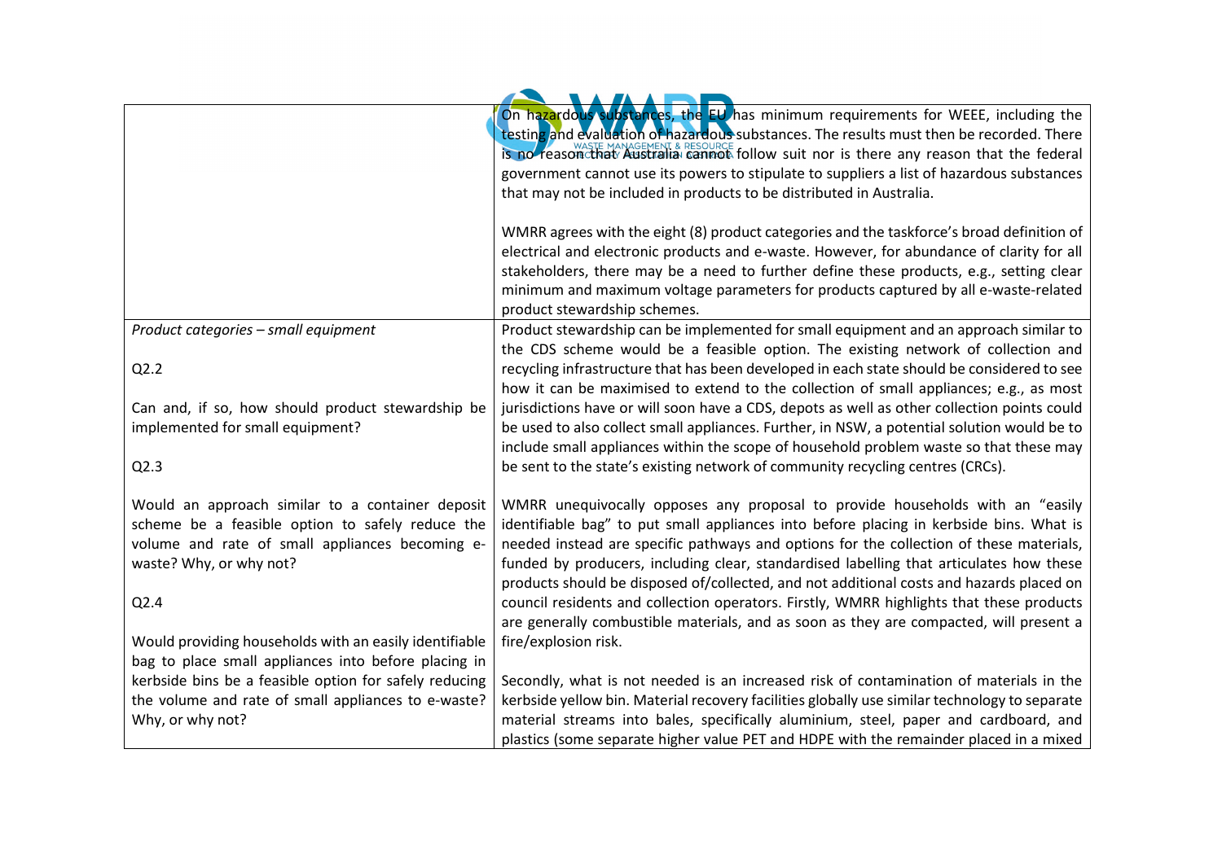| | |
|---|---|
| | On hazardous substances, the EU has minimum requirements for WEEE, including the testing and evaluation of hazardous substances. The results must then be recorded. There is no reason that Australia cannot follow suit nor is there any reason that the federal government cannot use its powers to stipulate to suppliers a list of hazardous substances that may not be included in products to be distributed in Australia.<br><br>WMRR agrees with the eight (8) product categories and the taskforce's broad definition of electrical and electronic products and e-waste. However, for abundance of clarity for all stakeholders, there may be a need to further define these products, e.g., setting clear minimum and maximum voltage parameters for products captured by all e-waste-related product stewardship schemes. |
| *Product categories – small equipment*<br><br>Q2.2<br><br>Can and, if so, how should product stewardship be implemented for small equipment?<br><br>Q2.3<br><br>Would an approach similar to a container deposit scheme be a feasible option to safely reduce the volume and rate of small appliances becoming e-waste? Why, or why not?<br><br>Q2.4<br><br>Would providing households with an easily identifiable bag to place small appliances into before placing in kerbside bins be a feasible option for safely reducing the volume and rate of small appliances to e-waste? Why, or why not? | Product stewardship can be implemented for small equipment and an approach similar to the CDS scheme would be a feasible option. The existing network of collection and recycling infrastructure that has been developed in each state should be considered to see how it can be maximised to extend to the collection of small appliances; e.g., as most jurisdictions have or will soon have a CDS, depots as well as other collection points could be used to also collect small appliances. Further, in NSW, a potential solution would be to include small appliances within the scope of household problem waste so that these may be sent to the state's existing network of community recycling centres (CRCs).<br><br>WMRR unequivocally opposes any proposal to provide households with an "easily identifiable bag" to put small appliances into before placing in kerbside bins. What is needed instead are specific pathways and options for the collection of these materials, funded by producers, including clear, standardised labelling that articulates how these products should be disposed of/collected, and not additional costs and hazards placed on council residents and collection operators. Firstly, WMRR highlights that these products are generally combustible materials, and as soon as they are compacted, will present a fire/explosion risk.<br><br>Secondly, what is not needed is an increased risk of contamination of materials in the kerbside yellow bin. Material recovery facilities globally use similar technology to separate material streams into bales, specifically aluminium, steel, paper and cardboard, and plastics (some separate higher value PET and HDPE with the remainder placed in a mixed |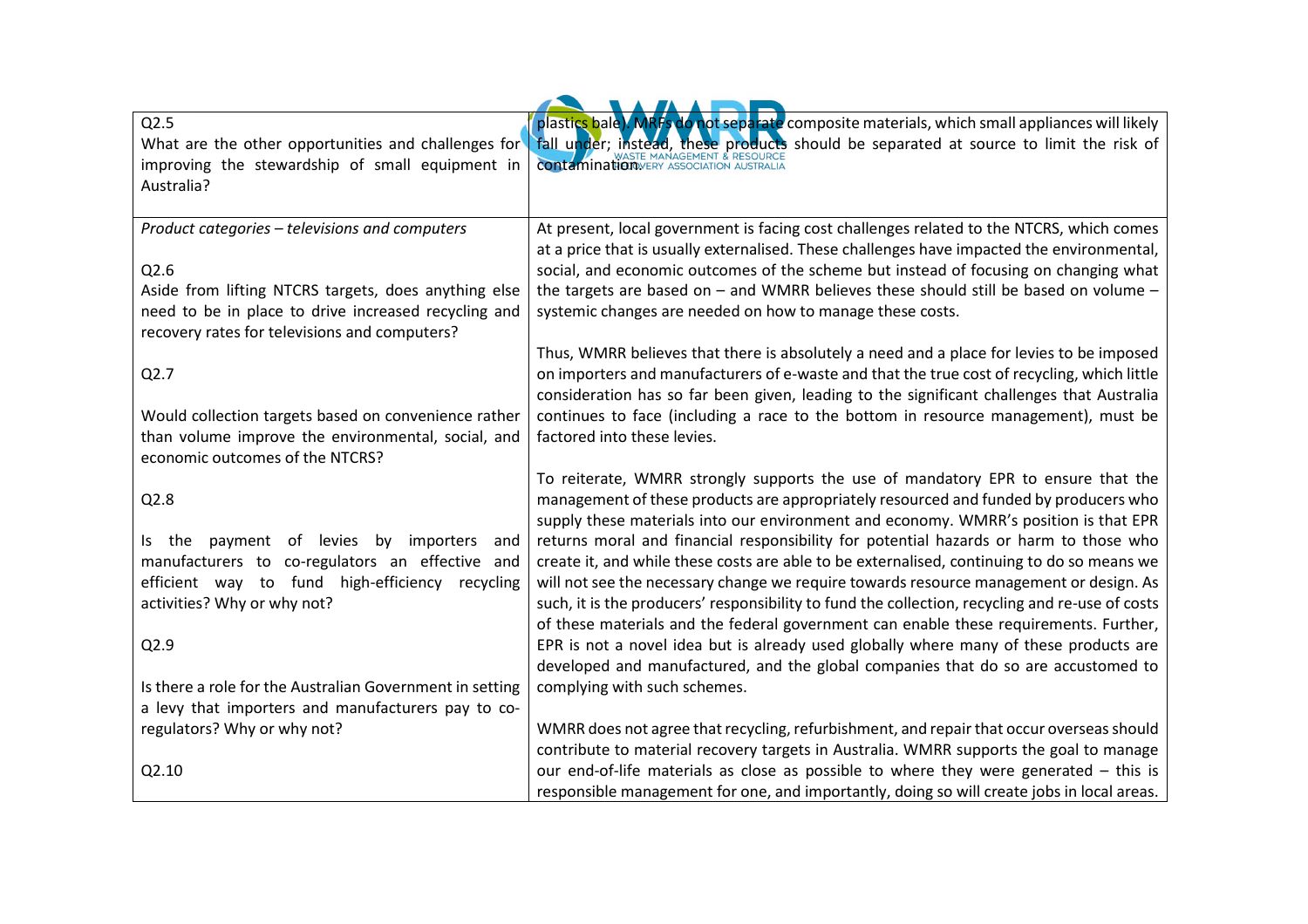| | |
|---|---|
| Q2.5<br>What are the other opportunities and challenges for improving the stewardship of small equipment in Australia? | plastics bale). MRFs do not separate composite materials, which small appliances will likely fall under; instead, these products should be separated at source to limit the risk of contamination. |
| *Product categories – televisions and computers*<br><br>Q2.6<br>Aside from lifting NTCRS targets, does anything else need to be in place to drive increased recycling and recovery rates for televisions and computers?<br><br>Q2.7<br><br>Would collection targets based on convenience rather than volume improve the environmental, social, and economic outcomes of the NTCRS?<br><br>Q2.8<br><br>Is the payment of levies by importers and manufacturers to co-regulators an effective and efficient way to fund high-efficiency recycling activities? Why or why not?<br><br>Q2.9<br><br>Is there a role for the Australian Government in setting a levy that importers and manufacturers pay to co-regulators? Why or why not?<br><br>Q2.10 | At present, local government is facing cost challenges related to the NTCRS, which comes at a price that is usually externalised. These challenges have impacted the environmental, social, and economic outcomes of the scheme but instead of focusing on changing what the targets are based on – and WMRR believes these should still be based on volume – systemic changes are needed on how to manage these costs.<br><br>Thus, WMRR believes that there is absolutely a need and a place for levies to be imposed on importers and manufacturers of e-waste and that the true cost of recycling, which little consideration has so far been given, leading to the significant challenges that Australia continues to face (including a race to the bottom in resource management), must be factored into these levies.<br><br>To reiterate, WMRR strongly supports the use of mandatory EPR to ensure that the management of these products are appropriately resourced and funded by producers who supply these materials into our environment and economy. WMRR's position is that EPR returns moral and financial responsibility for potential hazards or harm to those who create it, and while these costs are able to be externalised, continuing to do so means we will not see the necessary change we require towards resource management or design. As such, it is the producers' responsibility to fund the collection, recycling and re-use of costs of these materials and the federal government can enable these requirements. Further, EPR is not a novel idea but is already used globally where many of these products are developed and manufactured, and the global companies that do so are accustomed to complying with such schemes.<br><br>WMRR does not agree that recycling, refurbishment, and repair that occur overseas should contribute to material recovery targets in Australia. WMRR supports the goal to manage our end-of-life materials as close as possible to where they were generated – this is responsible management for one, and importantly, doing so will create jobs in local areas. |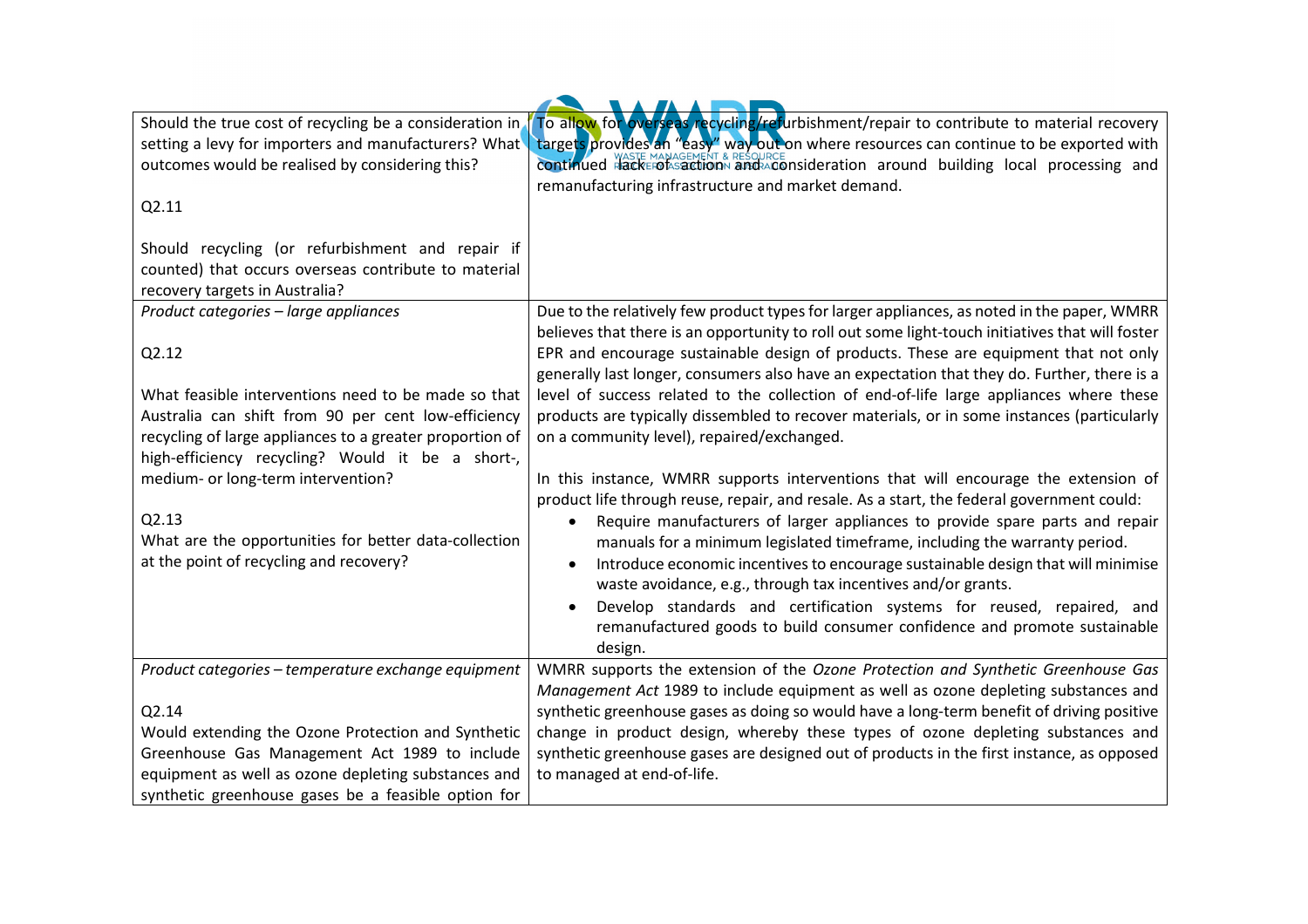| | |
|---|---|
| Should the true cost of recycling be a consideration in setting a levy for importers and manufacturers? What outcomes would be realised by considering this?<br><br>Q2.11<br><br>Should recycling (or refurbishment and repair if counted) that occurs overseas contribute to material recovery targets in Australia? | To allow for overseas recycling/refurbishment/repair to contribute to material recovery targets provides an "easy" way out on where resources can continue to be exported with continued lack of action and consideration around building local processing and remanufacturing infrastructure and market demand. |
| *Product categories – large appliances*<br><br>Q2.12<br><br>What feasible interventions need to be made so that Australia can shift from 90 per cent low-efficiency recycling of large appliances to a greater proportion of high-efficiency recycling? Would it be a short-, medium- or long-term intervention?<br><br>Q2.13<br>What are the opportunities for better data-collection at the point of recycling and recovery? | Due to the relatively few product types for larger appliances, as noted in the paper, WMRR believes that there is an opportunity to roll out some light-touch initiatives that will foster EPR and encourage sustainable design of products. These are equipment that not only generally last longer, consumers also have an expectation that they do. Further, there is a level of success related to the collection of end-of-life large appliances where these products are typically dissembled to recover materials, or in some instances (particularly on a community level), repaired/exchanged.<br><br>In this instance, WMRR supports interventions that will encourage the extension of product life through reuse, repair, and resale. As a start, the federal government could:<br>• Require manufacturers of larger appliances to provide spare parts and repair manuals for a minimum legislated timeframe, including the warranty period.<br>• Introduce economic incentives to encourage sustainable design that will minimise waste avoidance, e.g., through tax incentives and/or grants.<br>• Develop standards and certification systems for reused, repaired, and remanufactured goods to build consumer confidence and promote sustainable design. |
| *Product categories – temperature exchange equipment*<br><br>Q2.14<br>Would extending the Ozone Protection and Synthetic Greenhouse Gas Management Act 1989 to include equipment as well as ozone depleting substances and synthetic greenhouse gases be a feasible option for | WMRR supports the extension of the *Ozone Protection and Synthetic Greenhouse Gas Management Act* 1989 to include equipment as well as ozone depleting substances and synthetic greenhouse gases as doing so would have a long-term benefit of driving positive change in product design, whereby these types of ozone depleting substances and synthetic greenhouse gases are designed out of products in the first instance, as opposed to managed at end-of-life. |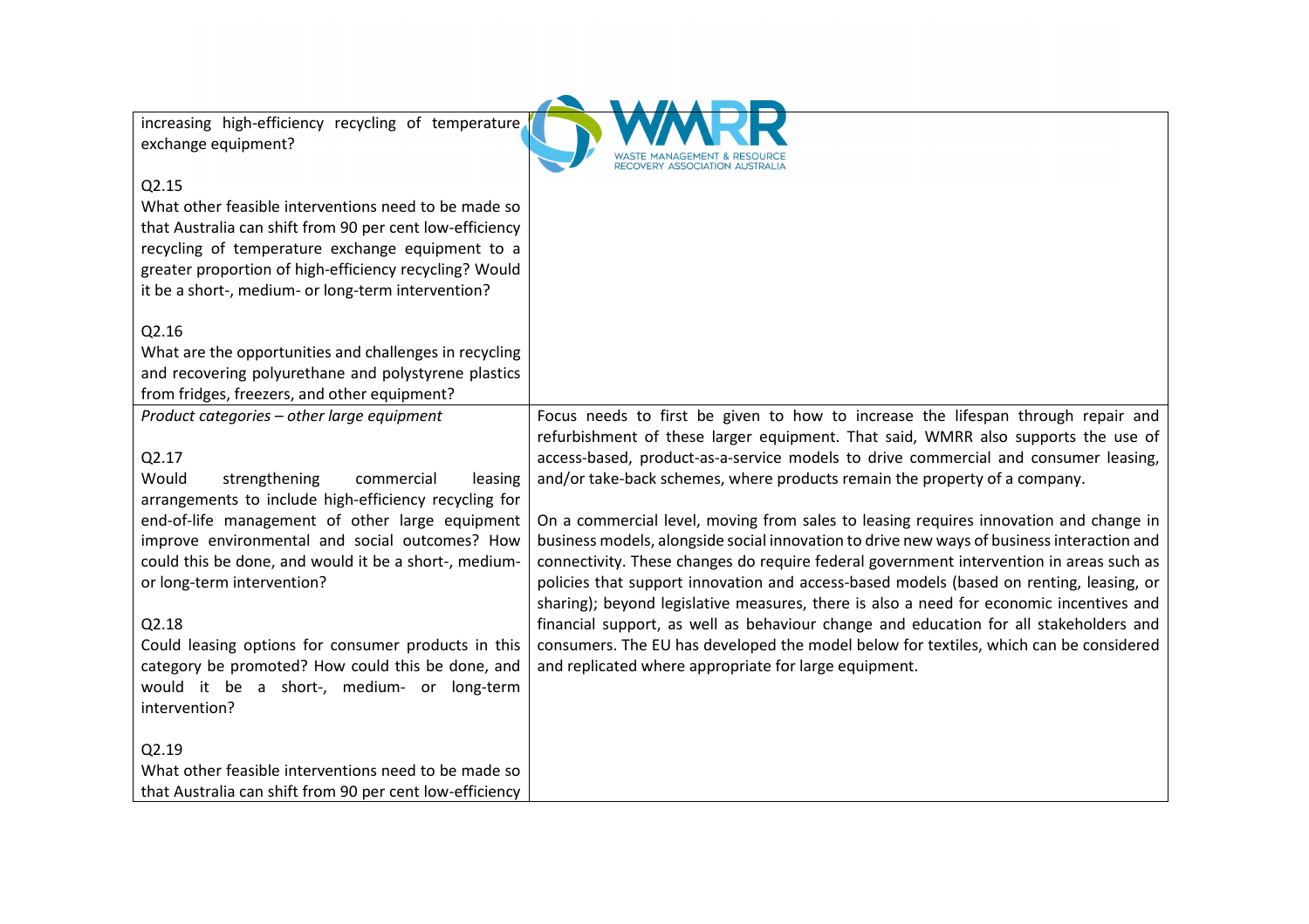| | |
|---|---|
| increasing high-efficiency recycling of temperature exchange equipment?<br><br>Q2.15<br>What other feasible interventions need to be made so that Australia can shift from 90 per cent low-efficiency recycling of temperature exchange equipment to a greater proportion of high-efficiency recycling? Would it be a short-, medium- or long-term intervention?<br><br>Q2.16<br>What are the opportunities and challenges in recycling and recovering polyurethane and polystyrene plastics from fridges, freezers, and other equipment? | |
| *Product categories – other large equipment*<br><br>Q2.17<br>Would strengthening commercial leasing arrangements to include high-efficiency recycling for end-of-life management of other large equipment improve environmental and social outcomes? How could this be done, and would it be a short-, medium- or long-term intervention?<br><br>Q2.18<br>Could leasing options for consumer products in this category be promoted? How could this be done, and would it be a short-, medium- or long-term intervention?<br><br>Q2.19<br>What other feasible interventions need to be made so that Australia can shift from 90 per cent low-efficiency | Focus needs to first be given to how to increase the lifespan through repair and refurbishment of these larger equipment. That said, WMRR also supports the use of access-based, product-as-a-service models to drive commercial and consumer leasing, and/or take-back schemes, where products remain the property of a company.<br><br>On a commercial level, moving from sales to leasing requires innovation and change in business models, alongside social innovation to drive new ways of business interaction and connectivity. These changes do require federal government intervention in areas such as policies that support innovation and access-based models (based on renting, leasing, or sharing); beyond legislative measures, there is also a need for economic incentives and financial support, as well as behaviour change and education for all stakeholders and consumers. The EU has developed the model below for textiles, which can be considered and replicated where appropriate for large equipment. |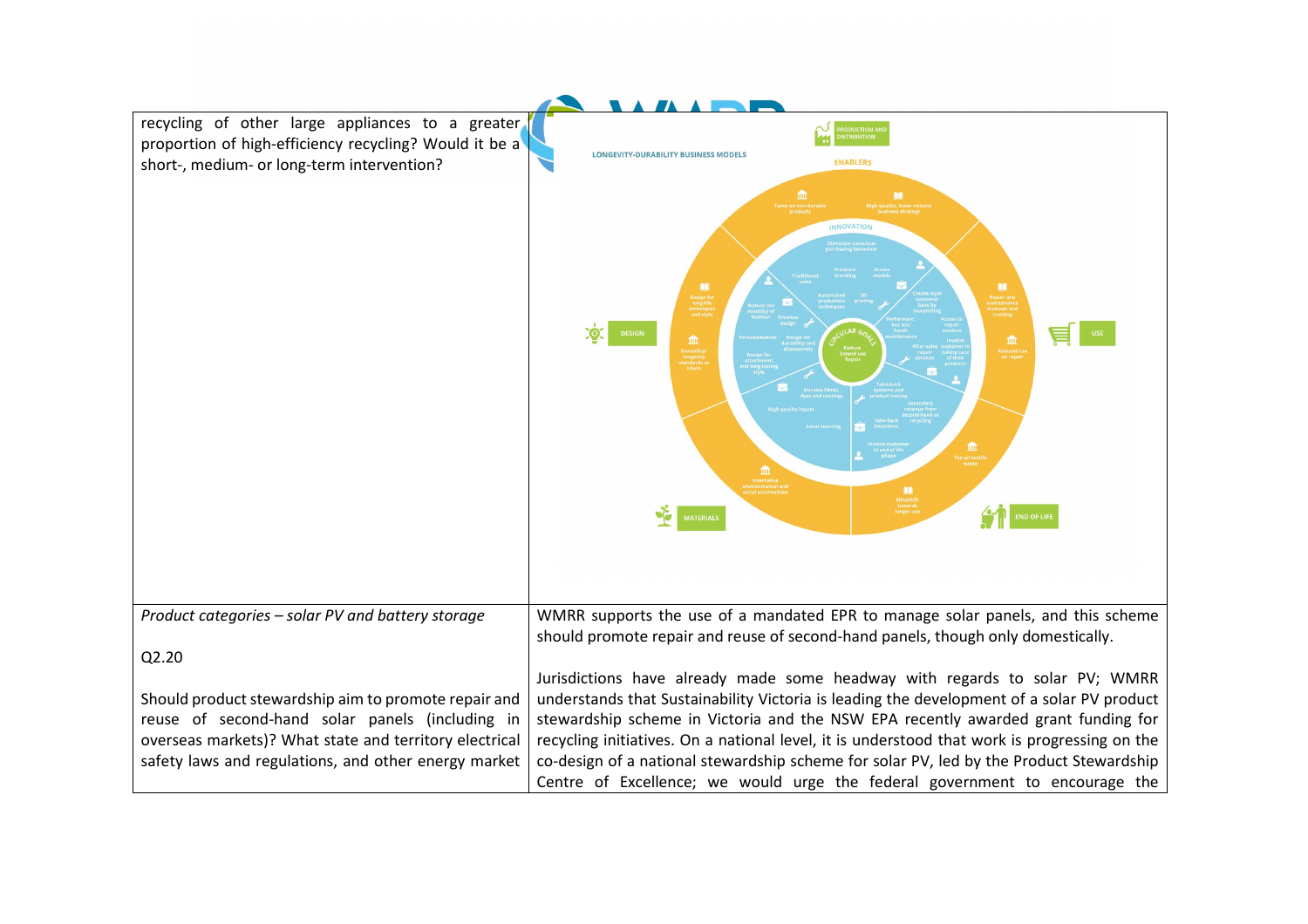| | |
|---|---|
| recycling of other large appliances to a greater proportion of high-efficiency recycling? Would it be a short-, medium- or long-term intervention? | |
| *Product categories – solar PV and battery storage*<br><br>Q2.20<br><br>Should product stewardship aim to promote repair and reuse of second-hand solar panels (including in overseas markets)? What state and territory electrical safety laws and regulations, and other energy market | WMRR supports the use of a mandated EPR to manage solar panels, and this scheme should promote repair and reuse of second-hand panels, though only domestically.<br><br>Jurisdictions have already made some headway with regards to solar PV; WMRR understands that Sustainability Victoria is leading the development of a solar PV product stewardship scheme in Victoria and the NSW EPA recently awarded grant funding for recycling initiatives. On a national level, it is understood that work is progressing on the co-design of a national stewardship scheme for solar PV, led by the Product Stewardship Centre of Excellence; we would urge the federal government to encourage the |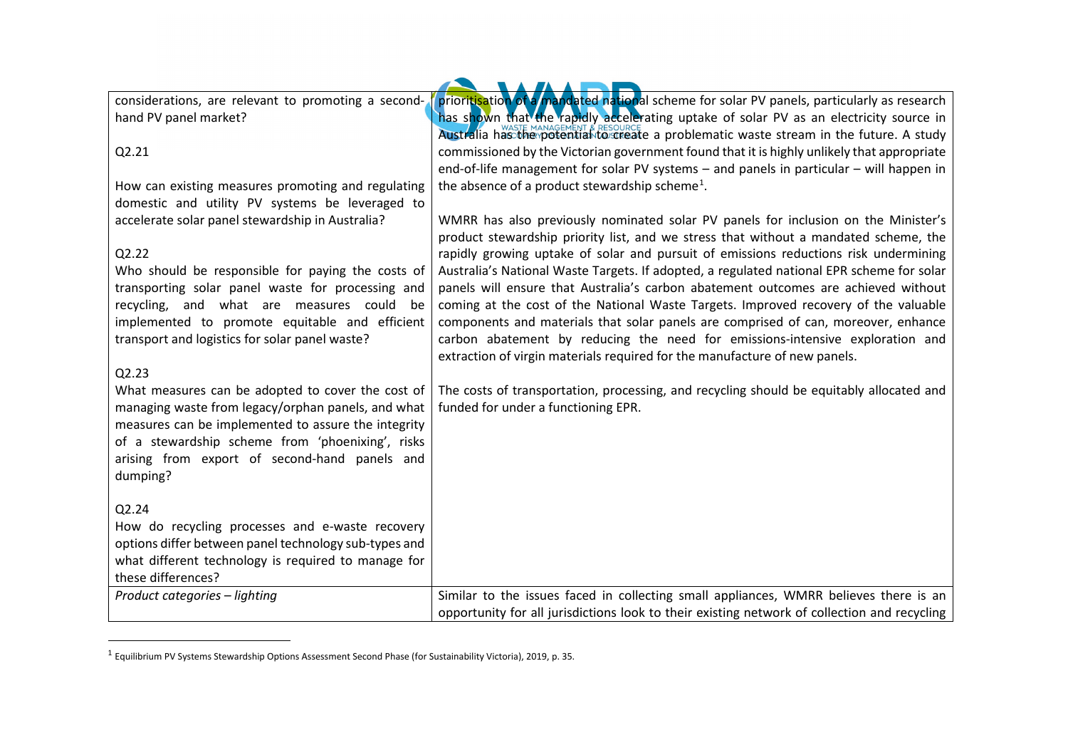| | |
|---|---|
| considerations, are relevant to promoting a second-hand PV panel market?<br><br>Q2.21<br><br>How can existing measures promoting and regulating domestic and utility PV systems be leveraged to accelerate solar panel stewardship in Australia?<br><br>Q2.22<br>Who should be responsible for paying the costs of transporting solar panel waste for processing and recycling, and what are measures could be implemented to promote equitable and efficient transport and logistics for solar panel waste?<br><br>Q2.23<br>What measures can be adopted to cover the cost of managing waste from legacy/orphan panels, and what measures can be implemented to assure the integrity of a stewardship scheme from 'phoenixing', risks arising from export of second-hand panels and dumping?<br><br>Q2.24<br>How do recycling processes and e-waste recovery options differ between panel technology sub-types and what different technology is required to manage for these differences? | prioritisation of a mandated national scheme for solar PV panels, particularly as research has shown that the rapidly accelerating uptake of solar PV as an electricity source in Australia has the potential to create a problematic waste stream in the future. A study commissioned by the Victorian government found that it is highly unlikely that appropriate end-of-life management for solar PV systems – and panels in particular – will happen in the absence of a product stewardship scheme[1].<br><br>WMRR has also previously nominated solar PV panels for inclusion on the Minister's product stewardship priority list, and we stress that without a mandated scheme, the rapidly growing uptake of solar and pursuit of emissions reductions risk undermining Australia's National Waste Targets. If adopted, a regulated national EPR scheme for solar panels will ensure that Australia's carbon abatement outcomes are achieved without coming at the cost of the National Waste Targets. Improved recovery of the valuable components and materials that solar panels are comprised of can, moreover, enhance carbon abatement by reducing the need for emissions-intensive exploration and extraction of virgin materials required for the manufacture of new panels.<br><br>The costs of transportation, processing, and recycling should be equitably allocated and funded for under a functioning EPR. |
| *Product categories – lighting* | Similar to the issues faced in collecting small appliances, WMRR believes there is an opportunity for all jurisdictions look to their existing network of collection and recycling |

[1] Equilibrium PV Systems Stewardship Options Assessment Second Phase (for Sustainability Victoria), 2019, p. 35.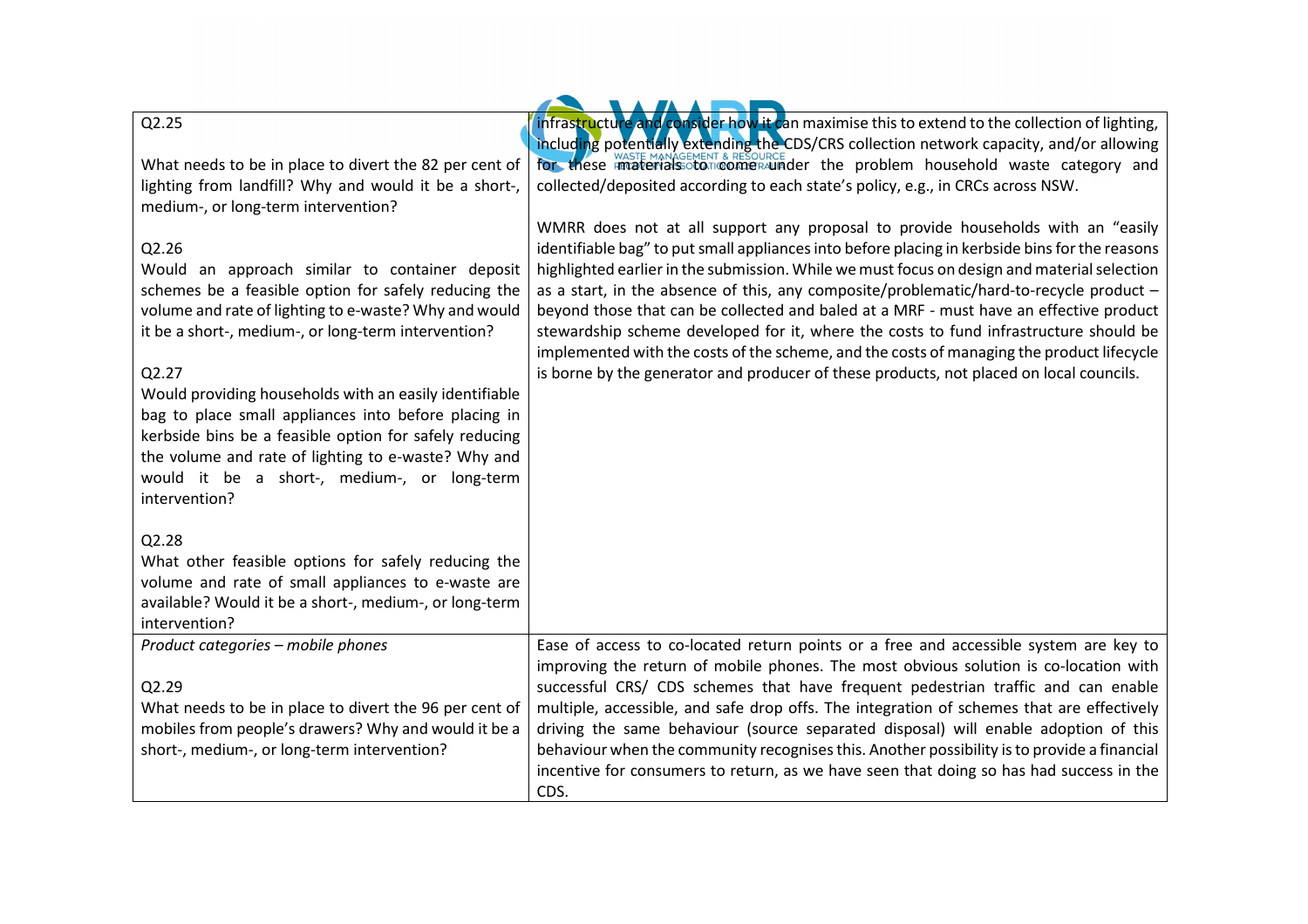| | |
|---|---|
| Q2.25<br><br>What needs to be in place to divert the 82 per cent of lighting from landfill? Why and would it be a short-, medium-, or long-term intervention?<br><br>Q2.26<br>Would an approach similar to container deposit schemes be a feasible option for safely reducing the volume and rate of lighting to e-waste? Why and would it be a short-, medium-, or long-term intervention?<br><br>Q2.27<br>Would providing households with an easily identifiable bag to place small appliances into before placing in kerbside bins be a feasible option for safely reducing the volume and rate of lighting to e-waste? Why and would it be a short-, medium-, or long-term intervention?<br><br>Q2.28<br>What other feasible options for safely reducing the volume and rate of small appliances to e-waste are available? Would it be a short-, medium-, or long-term intervention? | infrastructure and consider how it can maximise this to extend to the collection of lighting, including potentially extending the CDS/CRS collection network capacity, and/or allowing for these materials to come under the problem household waste category and collected/deposited according to each state's policy, e.g., in CRCs across NSW.<br><br>WMRR does not at all support any proposal to provide households with an "easily identifiable bag" to put small appliances into before placing in kerbside bins for the reasons highlighted earlier in the submission. While we must focus on design and material selection as a start, in the absence of this, any composite/problematic/hard-to-recycle product – beyond those that can be collected and baled at a MRF - must have an effective product stewardship scheme developed for it, where the costs to fund infrastructure should be implemented with the costs of the scheme, and the costs of managing the product lifecycle is borne by the generator and producer of these products, not placed on local councils. |
| *Product categories – mobile phones*<br><br>Q2.29<br>What needs to be in place to divert the 96 per cent of mobiles from people's drawers? Why and would it be a short-, medium-, or long-term intervention? | Ease of access to co-located return points or a free and accessible system are key to improving the return of mobile phones. The most obvious solution is co-location with successful CRS/ CDS schemes that have frequent pedestrian traffic and can enable multiple, accessible, and safe drop offs. The integration of schemes that are effectively driving the same behaviour (source separated disposal) will enable adoption of this behaviour when the community recognises this. Another possibility is to provide a financial incentive for consumers to return, as we have seen that doing so has had success in the CDS. |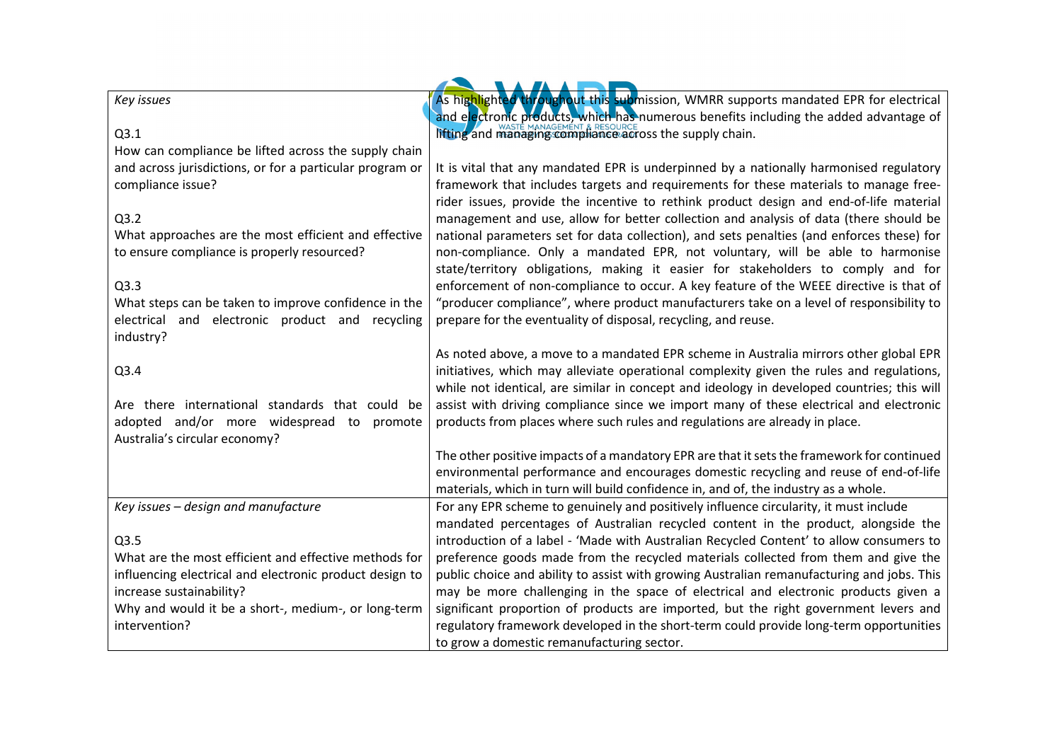| Key issues | |
|---|---|
| *Key issues*<br><br>Q3.1<br>How can compliance be lifted across the supply chain and across jurisdictions, or for a particular program or compliance issue?<br><br>Q3.2<br>What approaches are the most efficient and effective to ensure compliance is properly resourced?<br><br>Q3.3<br>What steps can be taken to improve confidence in the electrical and electronic product and recycling industry?<br><br>Q3.4<br><br>Are there international standards that could be adopted and/or more widespread to promote Australia's circular economy? | As highlighted throughout this submission, WMRR supports mandated EPR for electrical and electronic products, which has numerous benefits including the added advantage of lifting and managing compliance across the supply chain.<br><br>It is vital that any mandated EPR is underpinned by a nationally harmonised regulatory framework that includes targets and requirements for these materials to manage free-rider issues, provide the incentive to rethink product design and end-of-life material management and use, allow for better collection and analysis of data (there should be national parameters set for data collection), and sets penalties (and enforces these) for non-compliance. Only a mandated EPR, not voluntary, will be able to harmonise state/territory obligations, making it easier for stakeholders to comply and for enforcement of non-compliance to occur. A key feature of the WEEE directive is that of "producer compliance", where product manufacturers take on a level of responsibility to prepare for the eventuality of disposal, recycling, and reuse.<br><br>As noted above, a move to a mandated EPR scheme in Australia mirrors other global EPR initiatives, which may alleviate operational complexity given the rules and regulations, while not identical, are similar in concept and ideology in developed countries; this will assist with driving compliance since we import many of these electrical and electronic products from places where such rules and regulations are already in place.<br><br>The other positive impacts of a mandatory EPR are that it sets the framework for continued environmental performance and encourages domestic recycling and reuse of end-of-life materials, which in turn will build confidence in, and of, the industry as a whole. |
| *Key issues – design and manufacture*<br><br>Q3.5<br>What are the most efficient and effective methods for influencing electrical and electronic product design to increase sustainability?<br>Why and would it be a short-, medium-, or long-term intervention? | For any EPR scheme to genuinely and positively influence circularity, it must include mandated percentages of Australian recycled content in the product, alongside the introduction of a label - 'Made with Australian Recycled Content' to allow consumers to preference goods made from the recycled materials collected from them and give the public choice and ability to assist with growing Australian remanufacturing and jobs. This may be more challenging in the space of electrical and electronic products given a significant proportion of products are imported, but the right government levers and regulatory framework developed in the short-term could provide long-term opportunities to grow a domestic remanufacturing sector. |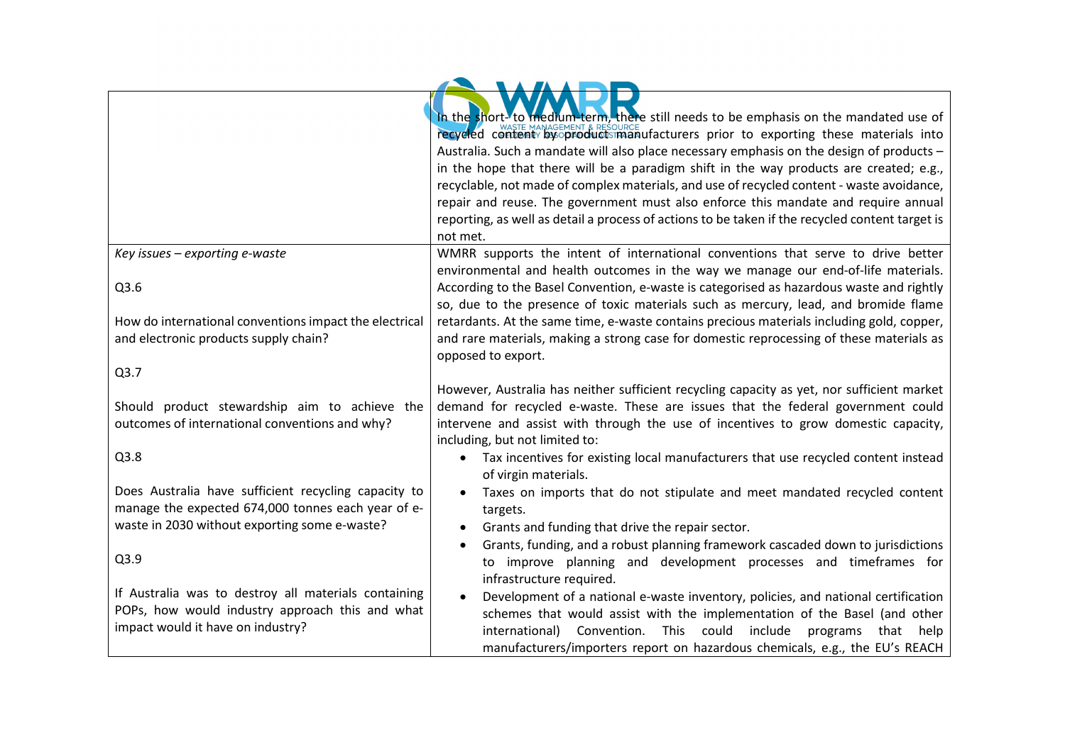| | |
|---|---|
| | In the short- to medium-term, there still needs to be emphasis on the mandated use of recycled content by product manufacturers prior to exporting these materials into Australia. Such a mandate will also place necessary emphasis on the design of products – in the hope that there will be a paradigm shift in the way products are created; e.g., recyclable, not made of complex materials, and use of recycled content - waste avoidance, repair and reuse. The government must also enforce this mandate and require annual reporting, as well as detail a process of actions to be taken if the recycled content target is not met. |
| *Key issues – exporting e-waste*<br><br>Q3.6<br><br>How do international conventions impact the electrical and electronic products supply chain?<br><br>Q3.7<br><br>Should product stewardship aim to achieve the outcomes of international conventions and why?<br><br>Q3.8<br><br>Does Australia have sufficient recycling capacity to manage the expected 674,000 tonnes each year of e-waste in 2030 without exporting some e-waste?<br><br>Q3.9<br><br>If Australia was to destroy all materials containing POPs, how would industry approach this and what impact would it have on industry? | WMRR supports the intent of international conventions that serve to drive better environmental and health outcomes in the way we manage our end-of-life materials. According to the Basel Convention, e-waste is categorised as hazardous waste and rightly so, due to the presence of toxic materials such as mercury, lead, and bromide flame retardants. At the same time, e-waste contains precious materials including gold, copper, and rare materials, making a strong case for domestic reprocessing of these materials as opposed to export.<br><br>However, Australia has neither sufficient recycling capacity as yet, nor sufficient market demand for recycled e-waste. These are issues that the federal government could intervene and assist with through the use of incentives to grow domestic capacity, including, but not limited to:<br>• Tax incentives for existing local manufacturers that use recycled content instead of virgin materials.<br>• Taxes on imports that do not stipulate and meet mandated recycled content targets.<br>• Grants and funding that drive the repair sector.<br>• Grants, funding, and a robust planning framework cascaded down to jurisdictions to improve planning and development processes and timeframes for infrastructure required.<br>• Development of a national e-waste inventory, policies, and national certification schemes that would assist with the implementation of the Basel (and other international) Convention. This could include programs that help manufacturers/importers report on hazardous chemicals, e.g., the EU's REACH |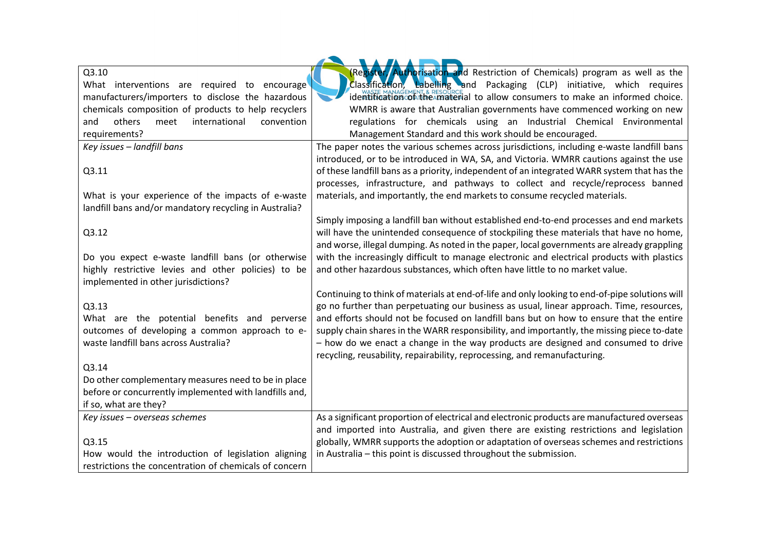| | |
|---|---|
| Q3.10<br>What interventions are required to encourage manufacturers/importers to disclose the hazardous chemicals composition of products to help recyclers and others meet international convention requirements? | (Register, Authorisation and Restriction of Chemicals) program as well as the Classification, Labelling and Packaging (CLP) initiative, which requires identification of the material to allow consumers to make an informed choice. WMRR is aware that Australian governments have commenced working on new regulations for chemicals using an Industrial Chemical Environmental Management Standard and this work should be encouraged. |
| *Key issues – landfill bans*<br><br>Q3.11<br><br>What is your experience of the impacts of e-waste landfill bans and/or mandatory recycling in Australia?<br><br>Q3.12<br><br>Do you expect e-waste landfill bans (or otherwise highly restrictive levies and other policies) to be implemented in other jurisdictions?<br><br>Q3.13<br>What are the potential benefits and perverse outcomes of developing a common approach to e-waste landfill bans across Australia?<br><br>Q3.14<br>Do other complementary measures need to be in place before or concurrently implemented with landfills and, if so, what are they? | The paper notes the various schemes across jurisdictions, including e-waste landfill bans introduced, or to be introduced in WA, SA, and Victoria. WMRR cautions against the use of these landfill bans as a priority, independent of an integrated WARR system that has the processes, infrastructure, and pathways to collect and recycle/reprocess banned materials, and importantly, the end markets to consume recycled materials.<br><br>Simply imposing a landfill ban without established end-to-end processes and end markets will have the unintended consequence of stockpiling these materials that have no home, and worse, illegal dumping. As noted in the paper, local governments are already grappling with the increasingly difficult to manage electronic and electrical products with plastics and other hazardous substances, which often have little to no market value.<br><br>Continuing to think of materials at end-of-life and only looking to end-of-pipe solutions will go no further than perpetuating our business as usual, linear approach. Time, resources, and efforts should not be focused on landfill bans but on how to ensure that the entire supply chain shares in the WARR responsibility, and importantly, the missing piece to-date – how do we enact a change in the way products are designed and consumed to drive recycling, reusability, repairability, reprocessing, and remanufacturing. |
| *Key issues – overseas schemes*<br><br>Q3.15<br>How would the introduction of legislation aligning restrictions the concentration of chemicals of concern | As a significant proportion of electrical and electronic products are manufactured overseas and imported into Australia, and given there are existing restrictions and legislation globally, WMRR supports the adoption or adaptation of overseas schemes and restrictions in Australia – this point is discussed throughout the submission. |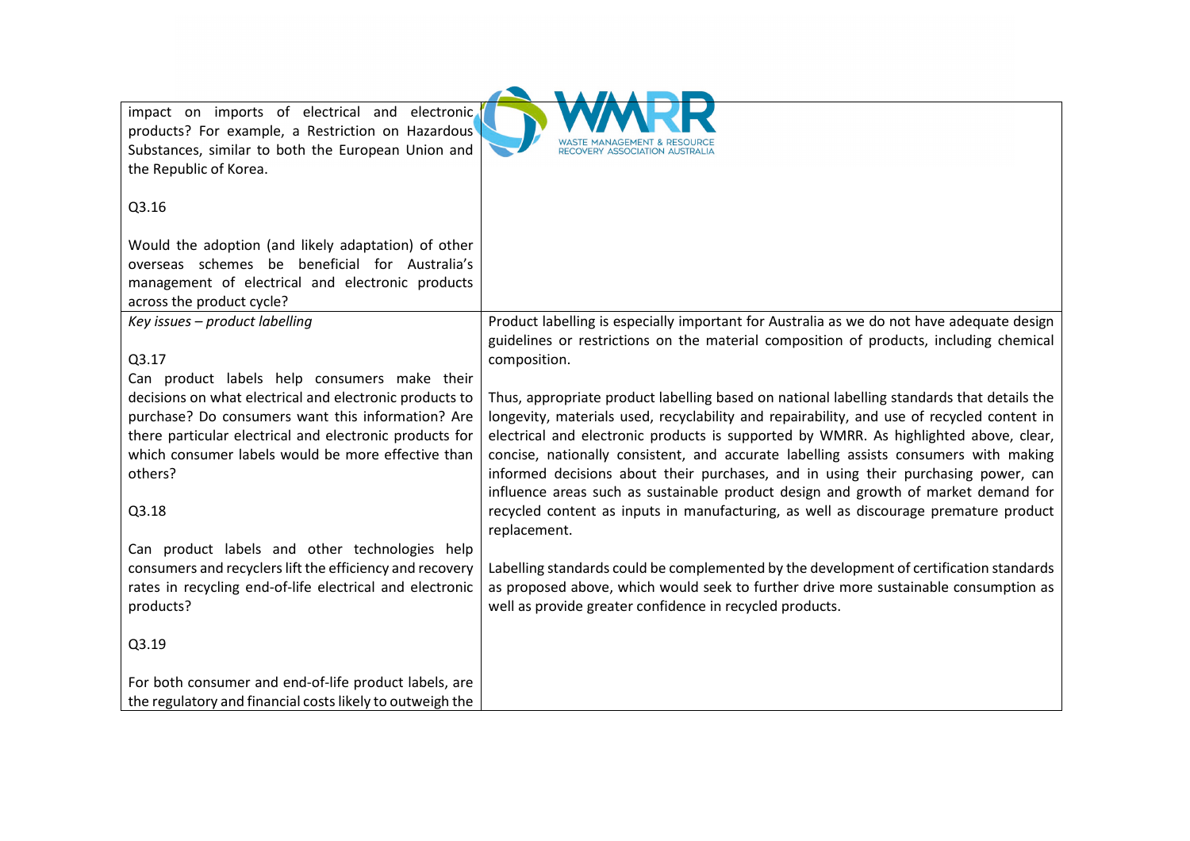| | |
|---|---|
| impact on imports of electrical and electronic products? For example, a Restriction on Hazardous Substances, similar to both the European Union and the Republic of Korea.<br><br>Q3.16<br><br>Would the adoption (and likely adaptation) of other overseas schemes be beneficial for Australia's management of electrical and electronic products across the product cycle? | |
| *Key issues – product labelling*<br><br>Q3.17<br>Can product labels help consumers make their decisions on what electrical and electronic products to purchase? Do consumers want this information? Are there particular electrical and electronic products for which consumer labels would be more effective than others?<br><br>Q3.18<br><br>Can product labels and other technologies help consumers and recyclers lift the efficiency and recovery rates in recycling end-of-life electrical and electronic products?<br><br>Q3.19<br><br>For both consumer and end-of-life product labels, are the regulatory and financial costs likely to outweigh the | Product labelling is especially important for Australia as we do not have adequate design guidelines or restrictions on the material composition of products, including chemical composition.<br><br>Thus, appropriate product labelling based on national labelling standards that details the longevity, materials used, recyclability and repairability, and use of recycled content in electrical and electronic products is supported by WMRR. As highlighted above, clear, concise, nationally consistent, and accurate labelling assists consumers with making informed decisions about their purchases, and in using their purchasing power, can influence areas such as sustainable product design and growth of market demand for recycled content as inputs in manufacturing, as well as discourage premature product replacement.<br><br>Labelling standards could be complemented by the development of certification standards as proposed above, which would seek to further drive more sustainable consumption as well as provide greater confidence in recycled products. |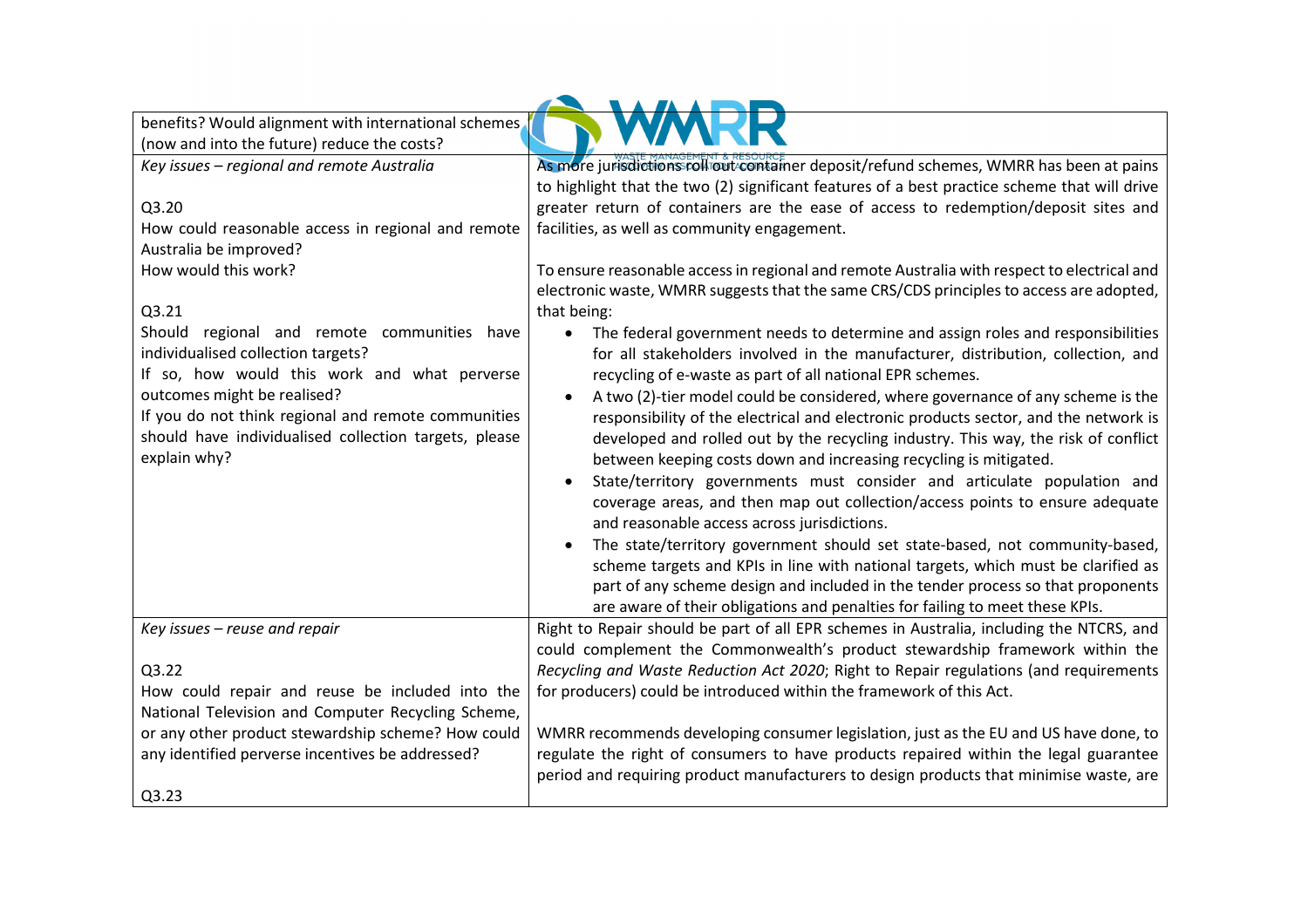| | |
|---|---|
| benefits? Would alignment with international schemes (now and into the future) reduce the costs? | |
| *Key issues – regional and remote Australia*<br><br>Q3.20<br>How could reasonable access in regional and remote Australia be improved?<br>How would this work?<br><br>Q3.21<br>Should regional and remote communities have individualised collection targets?<br>If so, how would this work and what perverse outcomes might be realised?<br>If you do not think regional and remote communities should have individualised collection targets, please explain why? | As more jurisdictions roll out container deposit/refund schemes, WMRR has been at pains to highlight that the two (2) significant features of a best practice scheme that will drive greater return of containers are the ease of access to redemption/deposit sites and facilities, as well as community engagement.<br><br>To ensure reasonable access in regional and remote Australia with respect to electrical and electronic waste, WMRR suggests that the same CRS/CDS principles to access are adopted, that being:<br>• The federal government needs to determine and assign roles and responsibilities for all stakeholders involved in the manufacturer, distribution, collection, and recycling of e-waste as part of all national EPR schemes.<br>• A two (2)-tier model could be considered, where governance of any scheme is the responsibility of the electrical and electronic products sector, and the network is developed and rolled out by the recycling industry. This way, the risk of conflict between keeping costs down and increasing recycling is mitigated.<br>• State/territory governments must consider and articulate population and coverage areas, and then map out collection/access points to ensure adequate and reasonable access across jurisdictions.<br>• The state/territory government should set state-based, not community-based, scheme targets and KPIs in line with national targets, which must be clarified as part of any scheme design and included in the tender process so that proponents are aware of their obligations and penalties for failing to meet these KPIs. |
| *Key issues – reuse and repair*<br><br>Q3.22<br>How could repair and reuse be included into the National Television and Computer Recycling Scheme, or any other product stewardship scheme? How could any identified perverse incentives be addressed?<br><br>Q3.23 | Right to Repair should be part of all EPR schemes in Australia, including the NTCRS, and could complement the Commonwealth's product stewardship framework within the *Recycling and Waste Reduction Act 2020*; Right to Repair regulations (and requirements for producers) could be introduced within the framework of this Act.<br><br>WMRR recommends developing consumer legislation, just as the EU and US have done, to regulate the right of consumers to have products repaired within the legal guarantee period and requiring product manufacturers to design products that minimise waste, are |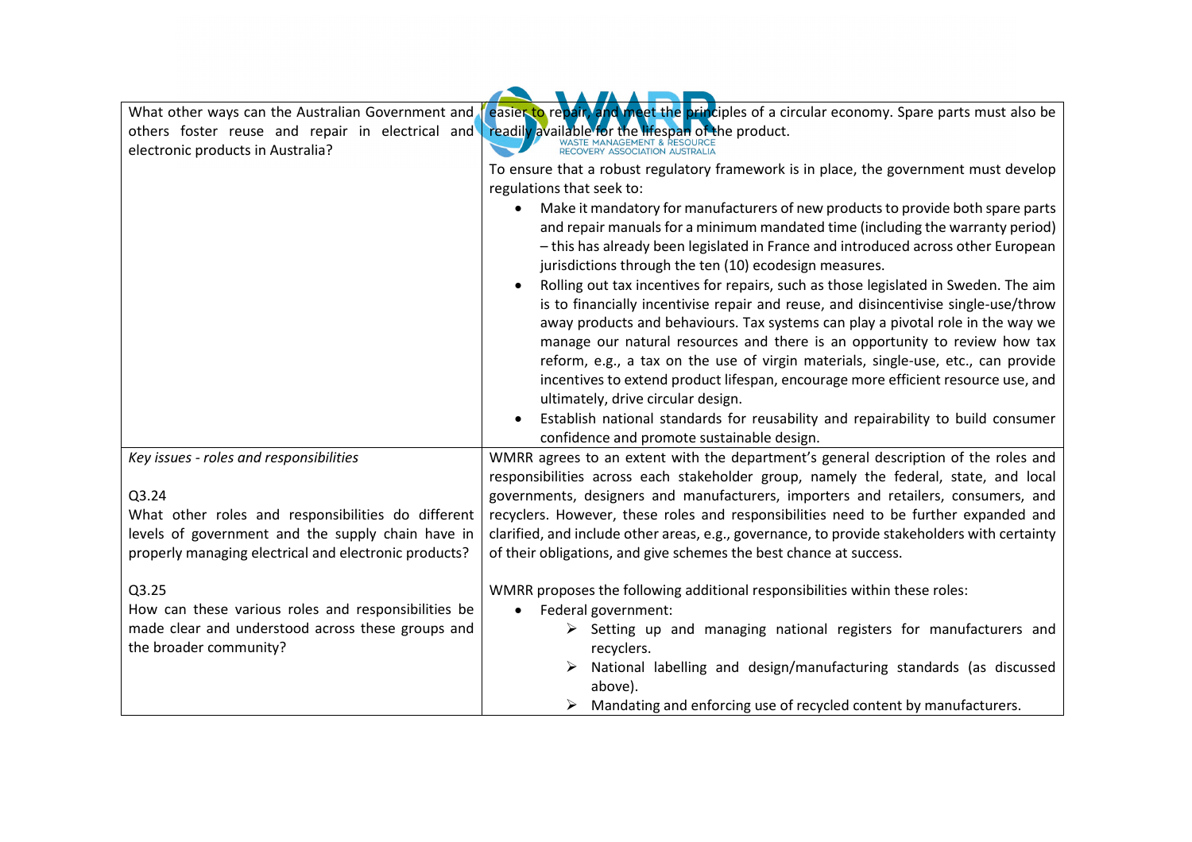| | |
|---|---|
| What other ways can the Australian Government and others foster reuse and repair in electrical and electronic products in Australia? | easier to repair, and meet the principles of a circular economy. Spare parts must also be readily available for the lifespan of the product.<br><br>To ensure that a robust regulatory framework is in place, the government must develop regulations that seek to:<br>• Make it mandatory for manufacturers of new products to provide both spare parts and repair manuals for a minimum mandated time (including the warranty period) – this has already been legislated in France and introduced across other European jurisdictions through the ten (10) ecodesign measures.<br>• Rolling out tax incentives for repairs, such as those legislated in Sweden. The aim is to financially incentivise repair and reuse, and disincentivise single-use/throw away products and behaviours. Tax systems can play a pivotal role in the way we manage our natural resources and there is an opportunity to review how tax reform, e.g., a tax on the use of virgin materials, single-use, etc., can provide incentives to extend product lifespan, encourage more efficient resource use, and ultimately, drive circular design.<br>• Establish national standards for reusability and repairability to build consumer confidence and promote sustainable design. |
| *Key issues - roles and responsibilities*<br><br>Q3.24<br>What other roles and responsibilities do different levels of government and the supply chain have in properly managing electrical and electronic products?<br><br>Q3.25<br>How can these various roles and responsibilities be made clear and understood across these groups and the broader community? | WMRR agrees to an extent with the department's general description of the roles and responsibilities across each stakeholder group, namely the federal, state, and local governments, designers and manufacturers, importers and retailers, consumers, and recyclers. However, these roles and responsibilities need to be further expanded and clarified, and include other areas, e.g., governance, to provide stakeholders with certainty of their obligations, and give schemes the best chance at success.<br><br>WMRR proposes the following additional responsibilities within these roles:<br>• Federal government:<br>&nbsp;&nbsp;➢ Setting up and managing national registers for manufacturers and recyclers.<br>&nbsp;&nbsp;➢ National labelling and design/manufacturing standards (as discussed above).<br>&nbsp;&nbsp;➢ Mandating and enforcing use of recycled content by manufacturers. |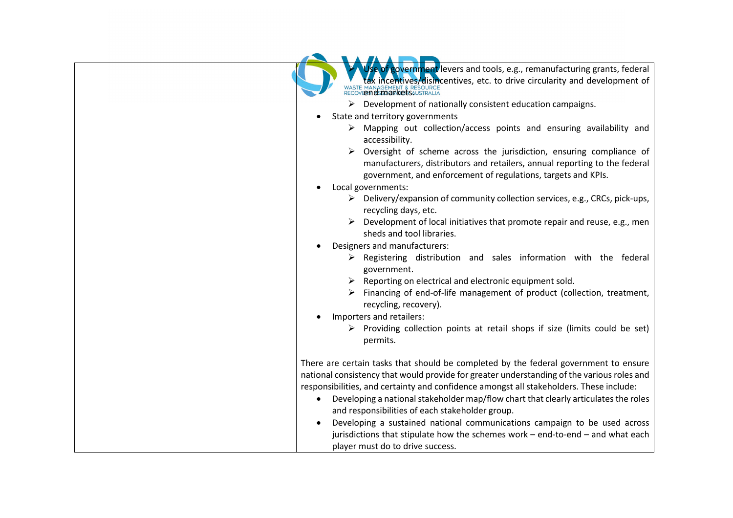| | <ul><li>Use of government levers and tools, e.g., remanufacturing grants, federal tax incentives/disincentives, etc. to drive circularity and development of end markets.</li><li>Development of nationally consistent education campaigns.</li></ul><ul><li>State and territory governments<ul><li>Mapping out collection/access points and ensuring availability and accessibility.</li><li>Oversight of scheme across the jurisdiction, ensuring compliance of manufacturers, distributors and retailers, annual reporting to the federal government, and enforcement of regulations, targets and KPIs.</li></ul></li><li>Local governments:<ul><li>Delivery/expansion of community collection services, e.g., CRCs, pick-ups, recycling days, etc.</li><li>Development of local initiatives that promote repair and reuse, e.g., men sheds and tool libraries.</li></ul></li><li>Designers and manufacturers:<ul><li>Registering distribution and sales information with the federal government.</li><li>Reporting on electrical and electronic equipment sold.</li><li>Financing of end-of-life management of product (collection, treatment, recycling, recovery).</li></ul></li><li>Importers and retailers:<ul><li>Providing collection points at retail shops if size (limits could be set) permits.</li></ul></li></ul>There are certain tasks that should be completed by the federal government to ensure national consistency that would provide for greater understanding of the various roles and responsibilities, and certainty and confidence amongst all stakeholders. These include:<ul><li>Developing a national stakeholder map/flow chart that clearly articulates the roles and responsibilities of each stakeholder group.</li><li>Developing a sustained national communications campaign to be used across jurisdictions that stipulate how the schemes work – end-to-end – and what each player must do to drive success.</li></ul> |
|---|---|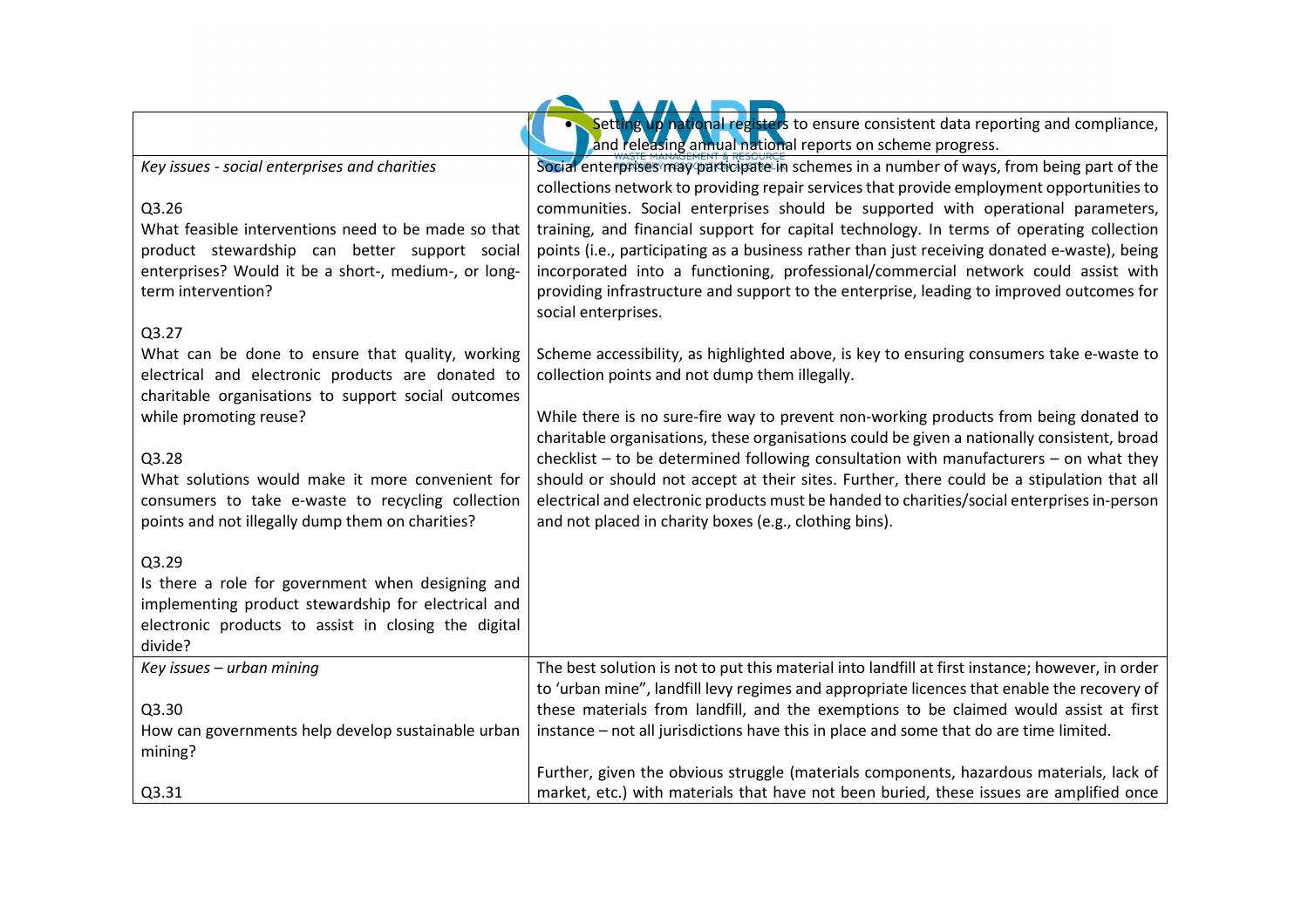| | |
|---|---|
| | • Setting up national registers to ensure consistent data reporting and compliance, and releasing annual national reports on scheme progress. |
| *Key issues - social enterprises and charities*<br><br>Q3.26<br>What feasible interventions need to be made so that product stewardship can better support social enterprises? Would it be a short-, medium-, or long-term intervention?<br><br>Q3.27<br>What can be done to ensure that quality, working electrical and electronic products are donated to charitable organisations to support social outcomes while promoting reuse?<br><br>Q3.28<br>What solutions would make it more convenient for consumers to take e-waste to recycling collection points and not illegally dump them on charities?<br><br>Q3.29<br>Is there a role for government when designing and implementing product stewardship for electrical and electronic products to assist in closing the digital divide? | Social enterprises may participate in schemes in a number of ways, from being part of the collections network to providing repair services that provide employment opportunities to communities. Social enterprises should be supported with operational parameters, training, and financial support for capital technology. In terms of operating collection points (i.e., participating as a business rather than just receiving donated e-waste), being incorporated into a functioning, professional/commercial network could assist with providing infrastructure and support to the enterprise, leading to improved outcomes for social enterprises.<br><br>Scheme accessibility, as highlighted above, is key to ensuring consumers take e-waste to collection points and not dump them illegally.<br><br>While there is no sure-fire way to prevent non-working products from being donated to charitable organisations, these organisations could be given a nationally consistent, broad checklist – to be determined following consultation with manufacturers – on what they should or should not accept at their sites. Further, there could be a stipulation that all electrical and electronic products must be handed to charities/social enterprises in-person and not placed in charity boxes (e.g., clothing bins). |
| *Key issues – urban mining*<br><br>Q3.30<br>How can governments help develop sustainable urban mining?<br><br>Q3.31 | The best solution is not to put this material into landfill at first instance; however, in order to 'urban mine", landfill levy regimes and appropriate licences that enable the recovery of these materials from landfill, and the exemptions to be claimed would assist at first instance – not all jurisdictions have this in place and some that do are time limited.<br><br>Further, given the obvious struggle (materials components, hazardous materials, lack of market, etc.) with materials that have not been buried, these issues are amplified once |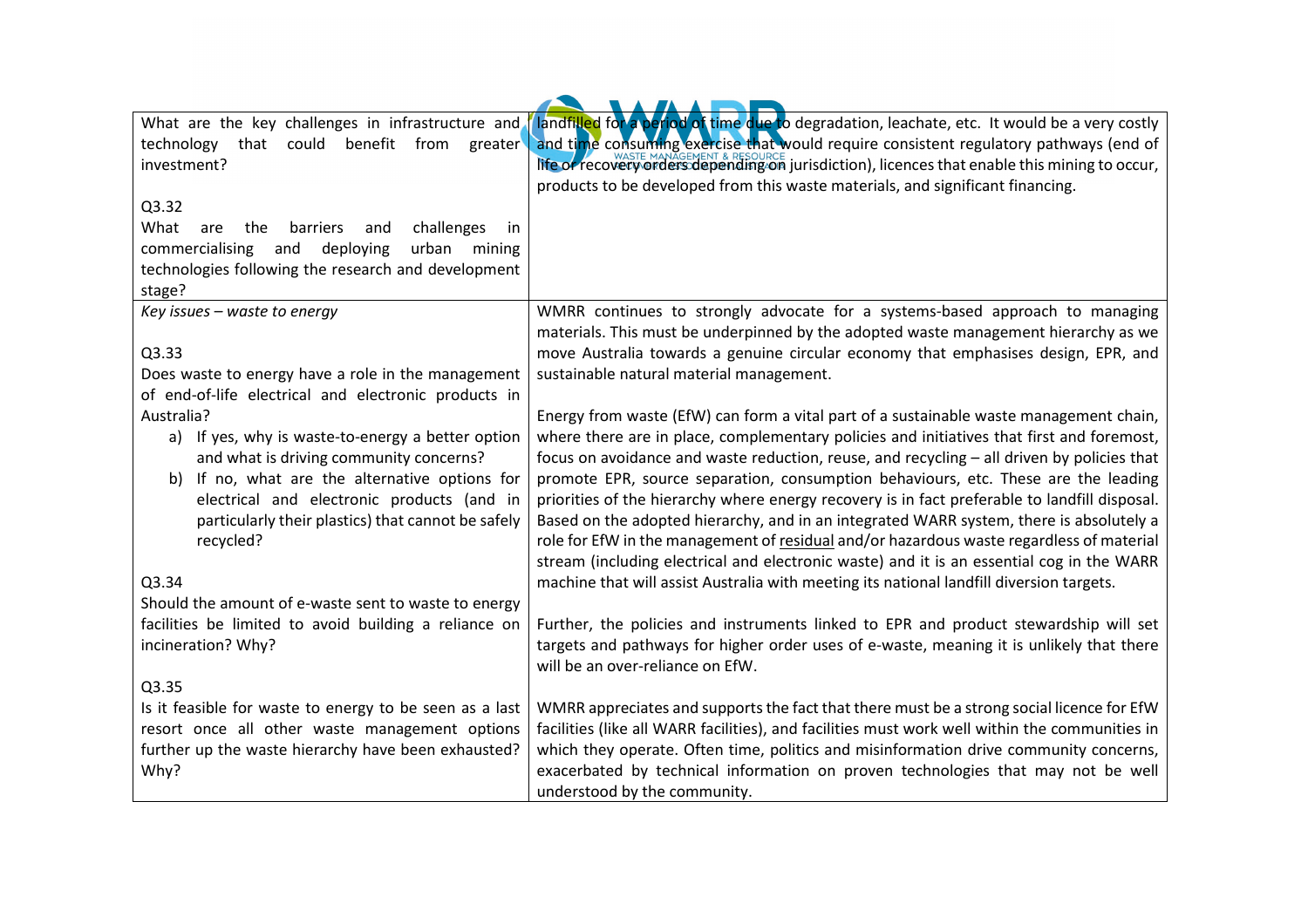| What are the key challenges in infrastructure and technology that could benefit from greater investment?<br><br>Q3.32<br>What are the barriers and challenges in commercialising and deploying urban mining technologies following the research and development stage? | landfilled for a period of time due to degradation, leachate, etc. It would be a very costly and time consuming exercise that would require consistent regulatory pathways (end of life or recovery orders depending on jurisdiction), licences that enable this mining to occur, products to be developed from this waste materials, and significant financing. |
|---|---|
| *Key issues – waste to energy*<br><br>Q3.33<br>Does waste to energy have a role in the management of end-of-life electrical and electronic products in Australia?<br>a) If yes, why is waste-to-energy a better option and what is driving community concerns?<br>b) If no, what are the alternative options for electrical and electronic products (and in particularly their plastics) that cannot be safely recycled?<br><br>Q3.34<br>Should the amount of e-waste sent to waste to energy facilities be limited to avoid building a reliance on incineration? Why?<br><br>Q3.35<br>Is it feasible for waste to energy to be seen as a last resort once all other waste management options further up the waste hierarchy have been exhausted? Why? | WMRR continues to strongly advocate for a systems-based approach to managing materials. This must be underpinned by the adopted waste management hierarchy as we move Australia towards a genuine circular economy that emphasises design, EPR, and sustainable natural material management.<br><br>Energy from waste (EfW) can form a vital part of a sustainable waste management chain, where there are in place, complementary policies and initiatives that first and foremost, focus on avoidance and waste reduction, reuse, and recycling – all driven by policies that promote EPR, source separation, consumption behaviours, etc. These are the leading priorities of the hierarchy where energy recovery is in fact preferable to landfill disposal. Based on the adopted hierarchy, and in an integrated WARR system, there is absolutely a role for EfW in the management of <u>residual</u> and/or hazardous waste regardless of material stream (including electrical and electronic waste) and it is an essential cog in the WARR machine that will assist Australia with meeting its national landfill diversion targets.<br><br>Further, the policies and instruments linked to EPR and product stewardship will set targets and pathways for higher order uses of e-waste, meaning it is unlikely that there will be an over-reliance on EfW.<br><br>WMRR appreciates and supports the fact that there must be a strong social licence for EfW facilities (like all WARR facilities), and facilities must work well within the communities in which they operate. Often time, politics and misinformation drive community concerns, exacerbated by technical information on proven technologies that may not be well understood by the community. |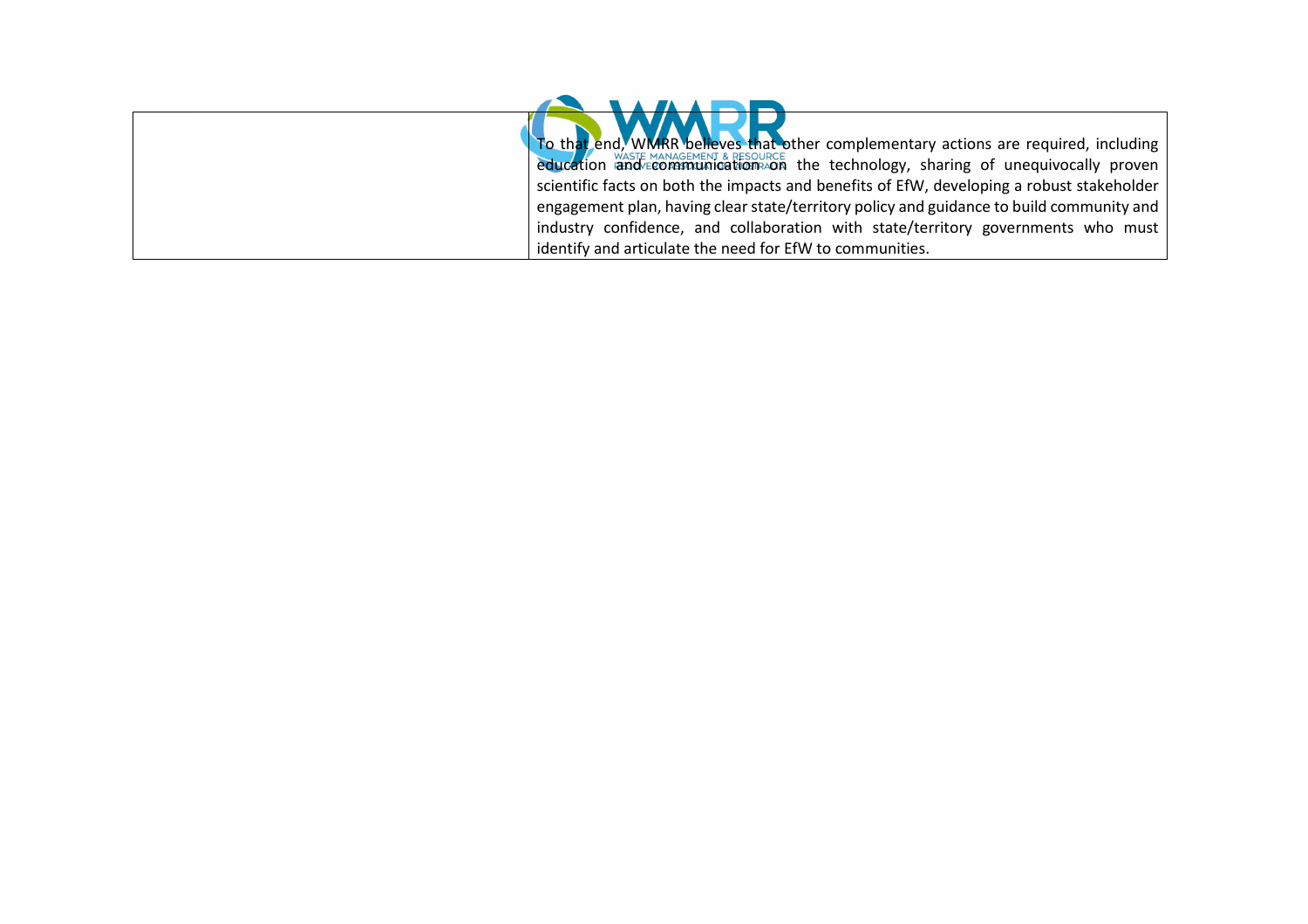| | |
|---|---|
| | To that end, WMRR believes that other complementary actions are required, including education and communication on the technology, sharing of unequivocally proven scientific facts on both the impacts and benefits of EfW, developing a robust stakeholder engagement plan, having clear state/territory policy and guidance to build community and industry confidence, and collaboration with state/territory governments who must identify and articulate the need for EfW to communities. |